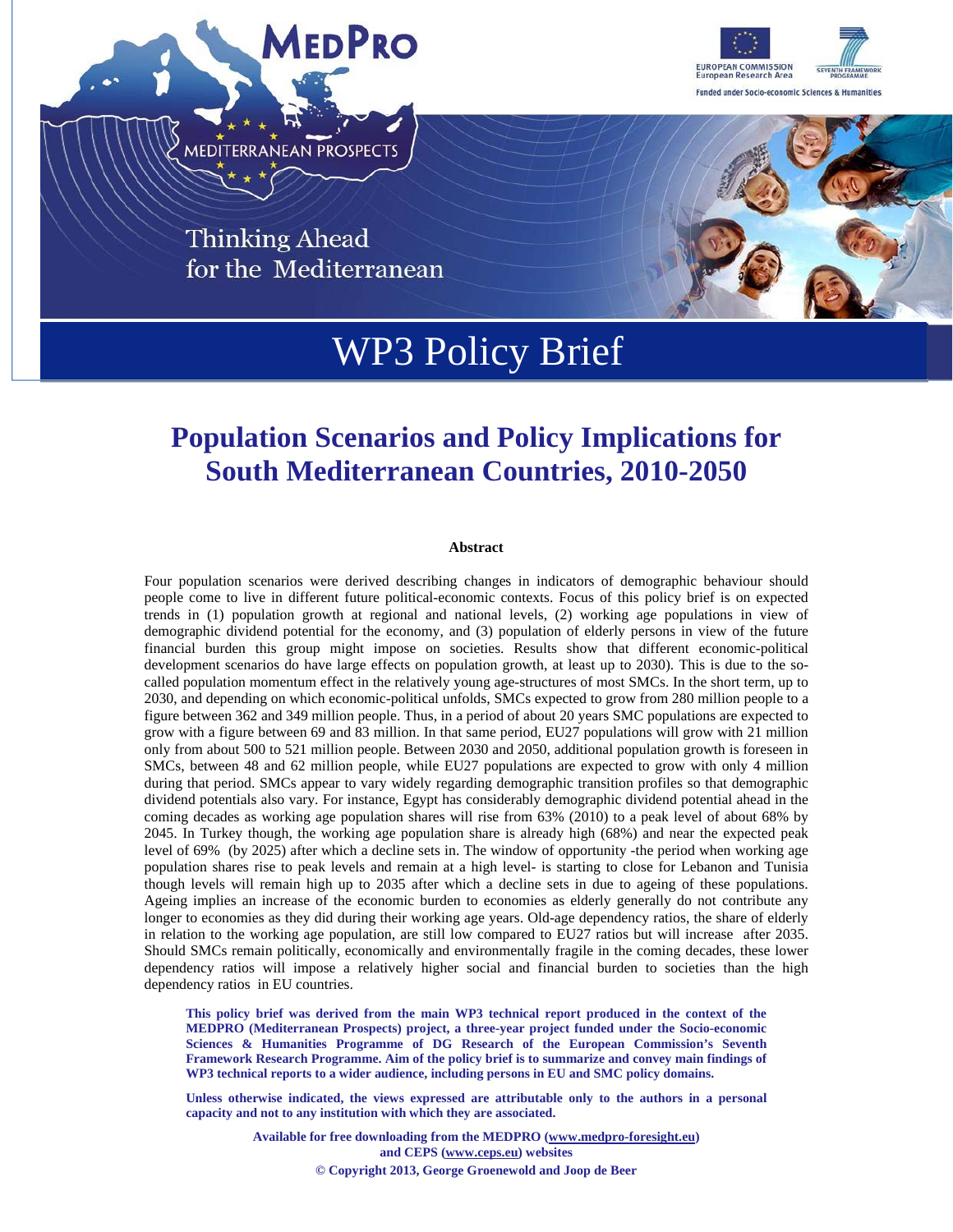MEDPRO

MEDITERRANEAN PROSPECTS

EUROPEAN COMMISSION
European Research Area

SEVENTH FRAMEWORK PROGRAMME

Funded under Socio-economic Sciences & Humanities

Thinking Ahead for the Mediterranean

# WP3 Policy Brief

## Population Scenarios and Policy Implications for South Mediterranean Countries, 2010-2050

### Abstract

Four population scenarios were derived describing changes in indicators of demographic behaviour should people come to live in different future political-economic contexts. Focus of this policy brief is on expected trends in (1) population growth at regional and national levels, (2) working age populations in view of demographic dividend potential for the economy, and (3) population of elderly persons in view of the future financial burden this group might impose on societies. Results show that different economic-political development scenarios do have large effects on population growth, at least up to 2030). This is due to the so-called population momentum effect in the relatively young age-structures of most SMCs. In the short term, up to 2030, and depending on which economic-political unfolds, SMCs expected to grow from 280 million people to a figure between 362 and 349 million people. Thus, in a period of about 20 years SMC populations are expected to grow with a figure between 69 and 83 million. In that same period, EU27 populations will grow with 21 million only from about 500 to 521 million people. Between 2030 and 2050, additional population growth is foreseen in SMCs, between 48 and 62 million people, while EU27 populations are expected to grow with only 4 million during that period. SMCs appear to vary widely regarding demographic transition profiles so that demographic dividend potentials also vary. For instance, Egypt has considerably demographic dividend potential ahead in the coming decades as working age population shares will rise from 63% (2010) to a peak level of about 68% by 2045. In Turkey though, the working age population share is already high (68%) and near the expected peak level of 69% (by 2025) after which a decline sets in. The window of opportunity -the period when working age population shares rise to peak levels and remain at a high level- is starting to close for Lebanon and Tunisia though levels will remain high up to 2035 after which a decline sets in due to ageing of these populations. Ageing implies an increase of the economic burden to economies as elderly generally do not contribute any longer to economies as they did during their working age years. Old-age dependency ratios, the share of elderly in relation to the working age population, are still low compared to EU27 ratios but will increase after 2035. Should SMCs remain politically, economically and environmentally fragile in the coming decades, these lower dependency ratios will impose a relatively higher social and financial burden to societies than the high dependency ratios in EU countries.

**This policy brief was derived from the main WP3 technical report produced in the context of the MEDPRO (Mediterranean Prospects) project, a three-year project funded under the Socio-economic Sciences & Humanities Programme of DG Research of the European Commission's Seventh Framework Research Programme. Aim of the policy brief is to summarize and convey main findings of WP3 technical reports to a wider audience, including persons in EU and SMC policy domains.**

**Unless otherwise indicated, the views expressed are attributable only to the authors in a personal capacity and not to any institution with which they are associated.**

**Available for free downloading from the MEDPRO (www.medpro-foresight.eu) and CEPS (www.ceps.eu) websites**

**© Copyright 2013, George Groenewold and Joop de Beer**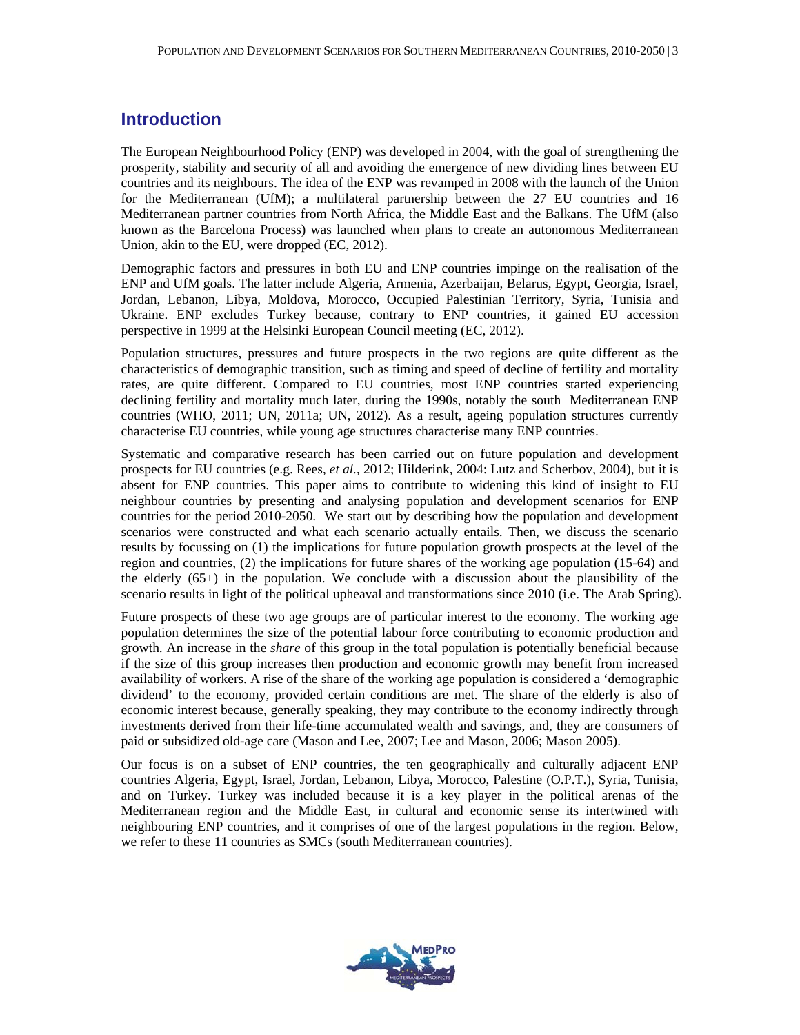## Introduction

The European Neighbourhood Policy (ENP) was developed in 2004, with the goal of strengthening the prosperity, stability and security of all and avoiding the emergence of new dividing lines between EU countries and its neighbours. The idea of the ENP was revamped in 2008 with the launch of the Union for the Mediterranean (UfM); a multilateral partnership between the 27 EU countries and 16 Mediterranean partner countries from North Africa, the Middle East and the Balkans. The UfM (also known as the Barcelona Process) was launched when plans to create an autonomous Mediterranean Union, akin to the EU, were dropped (EC, 2012).

Demographic factors and pressures in both EU and ENP countries impinge on the realisation of the ENP and UfM goals. The latter include Algeria, Armenia, Azerbaijan, Belarus, Egypt, Georgia, Israel, Jordan, Lebanon, Libya, Moldova, Morocco, Occupied Palestinian Territory, Syria, Tunisia and Ukraine. ENP excludes Turkey because, contrary to ENP countries, it gained EU accession perspective in 1999 at the Helsinki European Council meeting (EC, 2012).

Population structures, pressures and future prospects in the two regions are quite different as the characteristics of demographic transition, such as timing and speed of decline of fertility and mortality rates, are quite different. Compared to EU countries, most ENP countries started experiencing declining fertility and mortality much later, during the 1990s, notably the south Mediterranean ENP countries (WHO, 2011; UN, 2011a; UN, 2012). As a result, ageing population structures currently characterise EU countries, while young age structures characterise many ENP countries.

Systematic and comparative research has been carried out on future population and development prospects for EU countries (e.g. Rees, *et al.*, 2012; Hilderink, 2004: Lutz and Scherbov, 2004), but it is absent for ENP countries. This paper aims to contribute to widening this kind of insight to EU neighbour countries by presenting and analysing population and development scenarios for ENP countries for the period 2010-2050. We start out by describing how the population and development scenarios were constructed and what each scenario actually entails. Then, we discuss the scenario results by focussing on (1) the implications for future population growth prospects at the level of the region and countries, (2) the implications for future shares of the working age population (15-64) and the elderly (65+) in the population. We conclude with a discussion about the plausibility of the scenario results in light of the political upheaval and transformations since 2010 (i.e. The Arab Spring).

Future prospects of these two age groups are of particular interest to the economy. The working age population determines the size of the potential labour force contributing to economic production and growth. An increase in the *share* of this group in the total population is potentially beneficial because if the size of this group increases then production and economic growth may benefit from increased availability of workers. A rise of the share of the working age population is considered a 'demographic dividend' to the economy, provided certain conditions are met. The share of the elderly is also of economic interest because, generally speaking, they may contribute to the economy indirectly through investments derived from their life-time accumulated wealth and savings, and, they are consumers of paid or subsidized old-age care (Mason and Lee, 2007; Lee and Mason, 2006; Mason 2005).

Our focus is on a subset of ENP countries, the ten geographically and culturally adjacent ENP countries Algeria, Egypt, Israel, Jordan, Lebanon, Libya, Morocco, Palestine (O.P.T.), Syria, Tunisia, and on Turkey. Turkey was included because it is a key player in the political arenas of the Mediterranean region and the Middle East, in cultural and economic sense its intertwined with neighbouring ENP countries, and it comprises of one of the largest populations in the region. Below, we refer to these 11 countries as SMCs (south Mediterranean countries).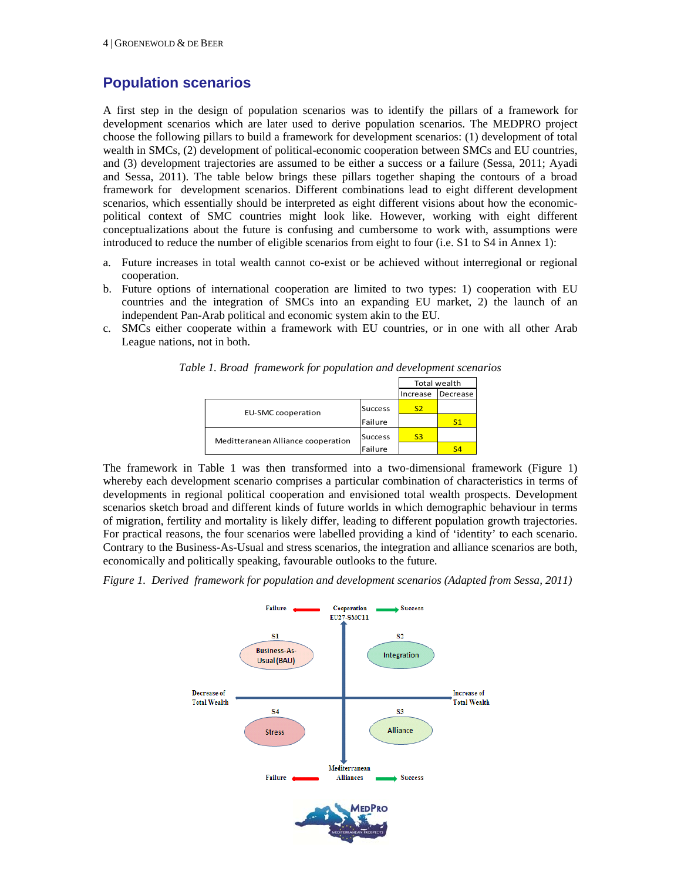## Population scenarios

A first step in the design of population scenarios was to identify the pillars of a framework for development scenarios which are later used to derive population scenarios. The MEDPRO project choose the following pillars to build a framework for development scenarios: (1) development of total wealth in SMCs, (2) development of political-economic cooperation between SMCs and EU countries, and (3) development trajectories are assumed to be either a success or a failure (Sessa, 2011; Ayadi and Sessa, 2011). The table below brings these pillars together shaping the contours of a broad framework for development scenarios. Different combinations lead to eight different development scenarios, which essentially should be interpreted as eight different visions about how the economic-political context of SMC countries might look like. However, working with eight different conceptualizations about the future is confusing and cumbersome to work with, assumptions were introduced to reduce the number of eligible scenarios from eight to four (i.e. S1 to S4 in Annex 1):

a. Future increases in total wealth cannot co-exist or be achieved without interregional or regional cooperation.
b. Future options of international cooperation are limited to two types: 1) cooperation with EU countries and the integration of SMCs into an expanding EU market, 2) the launch of an independent Pan-Arab political and economic system akin to the EU.
c. SMCs either cooperate within a framework with EU countries, or in one with all other Arab League nations, not in both.

*Table 1. Broad framework for population and development scenarios*

| | | Total wealth | |
|---|---|---|---|
| | | Increase | Decrease |
| EU-SMC cooperation | Success | S2 | |
| | Failure | | S1 |
| Mediterranean Alliance cooperation | Success | S3 | |
| | Failure | | S4 |

The framework in Table 1 was then transformed into a two-dimensional framework (Figure 1) whereby each development scenario comprises a particular combination of characteristics in terms of developments in regional political cooperation and envisioned total wealth prospects. Development scenarios sketch broad and different kinds of future worlds in which demographic behaviour in terms of migration, fertility and mortality is likely differ, leading to different population growth trajectories. For practical reasons, the four scenarios were labelled providing a kind of 'identity' to each scenario. Contrary to the Business-As-Usual and stress scenarios, the integration and alliance scenarios are both, economically and politically speaking, favourable outlooks to the future.

*Figure 1. Derived framework for population and development scenarios (Adapted from Sessa, 2011)*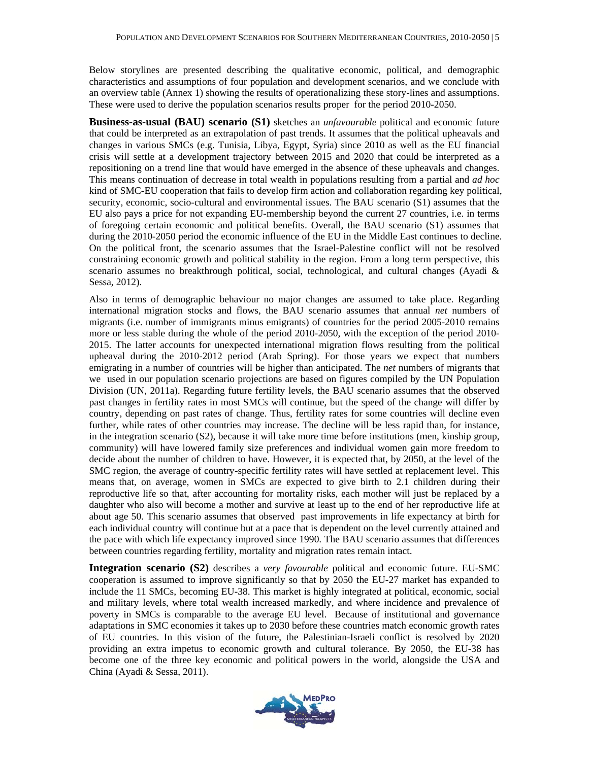Below storylines are presented describing the qualitative economic, political, and demographic characteristics and assumptions of four population and development scenarios, and we conclude with an overview table (Annex 1) showing the results of operationalizing these story-lines and assumptions. These were used to derive the population scenarios results proper for the period 2010-2050.

**Business-as-usual (BAU) scenario (S1)** sketches an *unfavourable* political and economic future that could be interpreted as an extrapolation of past trends. It assumes that the political upheavals and changes in various SMCs (e.g. Tunisia, Libya, Egypt, Syria) since 2010 as well as the EU financial crisis will settle at a development trajectory between 2015 and 2020 that could be interpreted as a repositioning on a trend line that would have emerged in the absence of these upheavals and changes. This means continuation of decrease in total wealth in populations resulting from a partial and *ad hoc* kind of SMC-EU cooperation that fails to develop firm action and collaboration regarding key political, security, economic, socio-cultural and environmental issues. The BAU scenario (S1) assumes that the EU also pays a price for not expanding EU-membership beyond the current 27 countries, i.e. in terms of foregoing certain economic and political benefits. Overall, the BAU scenario (S1) assumes that during the 2010-2050 period the economic influence of the EU in the Middle East continues to decline. On the political front, the scenario assumes that the Israel-Palestine conflict will not be resolved constraining economic growth and political stability in the region. From a long term perspective, this scenario assumes no breakthrough political, social, technological, and cultural changes (Ayadi & Sessa, 2012).

Also in terms of demographic behaviour no major changes are assumed to take place. Regarding international migration stocks and flows, the BAU scenario assumes that annual *net* numbers of migrants (i.e. number of immigrants minus emigrants) of countries for the period 2005-2010 remains more or less stable during the whole of the period 2010-2050, with the exception of the period 2010-2015. The latter accounts for unexpected international migration flows resulting from the political upheaval during the 2010-2012 period (Arab Spring). For those years we expect that numbers emigrating in a number of countries will be higher than anticipated. The *net* numbers of migrants that we used in our population scenario projections are based on figures compiled by the UN Population Division (UN, 2011a). Regarding future fertility levels, the BAU scenario assumes that the observed past changes in fertility rates in most SMCs will continue, but the speed of the change will differ by country, depending on past rates of change. Thus, fertility rates for some countries will decline even further, while rates of other countries may increase. The decline will be less rapid than, for instance, in the integration scenario (S2), because it will take more time before institutions (men, kinship group, community) will have lowered family size preferences and individual women gain more freedom to decide about the number of children to have. However, it is expected that, by 2050, at the level of the SMC region, the average of country-specific fertility rates will have settled at replacement level. This means that, on average, women in SMCs are expected to give birth to 2.1 children during their reproductive life so that, after accounting for mortality risks, each mother will just be replaced by a daughter who also will become a mother and survive at least up to the end of her reproductive life at about age 50. This scenario assumes that observed past improvements in life expectancy at birth for each individual country will continue but at a pace that is dependent on the level currently attained and the pace with which life expectancy improved since 1990. The BAU scenario assumes that differences between countries regarding fertility, mortality and migration rates remain intact.

**Integration scenario (S2)** describes a *very favourable* political and economic future. EU-SMC cooperation is assumed to improve significantly so that by 2050 the EU-27 market has expanded to include the 11 SMCs, becoming EU-38. This market is highly integrated at political, economic, social and military levels, where total wealth increased markedly, and where incidence and prevalence of poverty in SMCs is comparable to the average EU level. Because of institutional and governance adaptations in SMC economies it takes up to 2030 before these countries match economic growth rates of EU countries. In this vision of the future, the Palestinian-Israeli conflict is resolved by 2020 providing an extra impetus to economic growth and cultural tolerance. By 2050, the EU-38 has become one of the three key economic and political powers in the world, alongside the USA and China (Ayadi & Sessa, 2011).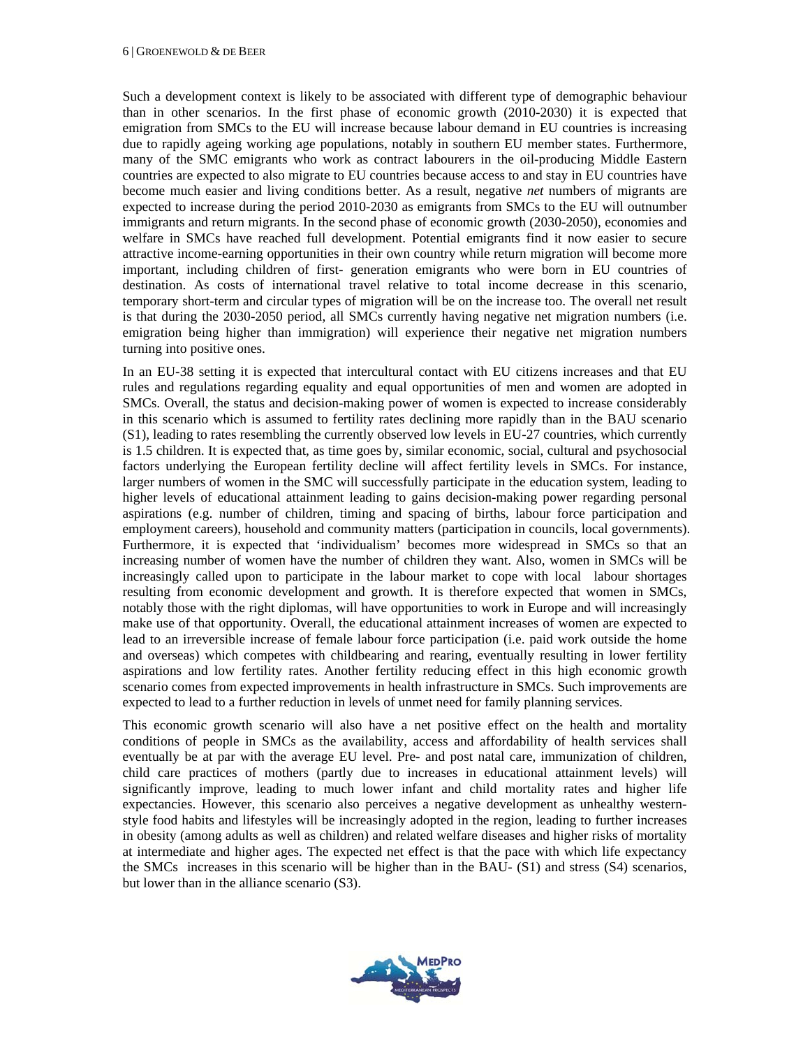Such a development context is likely to be associated with different type of demographic behaviour than in other scenarios. In the first phase of economic growth (2010-2030) it is expected that emigration from SMCs to the EU will increase because labour demand in EU countries is increasing due to rapidly ageing working age populations, notably in southern EU member states. Furthermore, many of the SMC emigrants who work as contract labourers in the oil-producing Middle Eastern countries are expected to also migrate to EU countries because access to and stay in EU countries have become much easier and living conditions better. As a result, negative *net* numbers of migrants are expected to increase during the period 2010-2030 as emigrants from SMCs to the EU will outnumber immigrants and return migrants. In the second phase of economic growth (2030-2050), economies and welfare in SMCs have reached full development. Potential emigrants find it now easier to secure attractive income-earning opportunities in their own country while return migration will become more important, including children of first- generation emigrants who were born in EU countries of destination. As costs of international travel relative to total income decrease in this scenario, temporary short-term and circular types of migration will be on the increase too. The overall net result is that during the 2030-2050 period, all SMCs currently having negative net migration numbers (i.e. emigration being higher than immigration) will experience their negative net migration numbers turning into positive ones.

In an EU-38 setting it is expected that intercultural contact with EU citizens increases and that EU rules and regulations regarding equality and equal opportunities of men and women are adopted in SMCs. Overall, the status and decision-making power of women is expected to increase considerably in this scenario which is assumed to fertility rates declining more rapidly than in the BAU scenario (S1), leading to rates resembling the currently observed low levels in EU-27 countries, which currently is 1.5 children. It is expected that, as time goes by, similar economic, social, cultural and psychosocial factors underlying the European fertility decline will affect fertility levels in SMCs. For instance, larger numbers of women in the SMC will successfully participate in the education system, leading to higher levels of educational attainment leading to gains decision-making power regarding personal aspirations (e.g. number of children, timing and spacing of births, labour force participation and employment careers), household and community matters (participation in councils, local governments). Furthermore, it is expected that 'individualism' becomes more widespread in SMCs so that an increasing number of women have the number of children they want. Also, women in SMCs will be increasingly called upon to participate in the labour market to cope with local labour shortages resulting from economic development and growth. It is therefore expected that women in SMCs, notably those with the right diplomas, will have opportunities to work in Europe and will increasingly make use of that opportunity. Overall, the educational attainment increases of women are expected to lead to an irreversible increase of female labour force participation (i.e. paid work outside the home and overseas) which competes with childbearing and rearing, eventually resulting in lower fertility aspirations and low fertility rates. Another fertility reducing effect in this high economic growth scenario comes from expected improvements in health infrastructure in SMCs. Such improvements are expected to lead to a further reduction in levels of unmet need for family planning services.

This economic growth scenario will also have a net positive effect on the health and mortality conditions of people in SMCs as the availability, access and affordability of health services shall eventually be at par with the average EU level. Pre- and post natal care, immunization of children, child care practices of mothers (partly due to increases in educational attainment levels) will significantly improve, leading to much lower infant and child mortality rates and higher life expectancies. However, this scenario also perceives a negative development as unhealthy western-style food habits and lifestyles will be increasingly adopted in the region, leading to further increases in obesity (among adults as well as children) and related welfare diseases and higher risks of mortality at intermediate and higher ages. The expected net effect is that the pace with which life expectancy the SMCs increases in this scenario will be higher than in the BAU- (S1) and stress (S4) scenarios, but lower than in the alliance scenario (S3).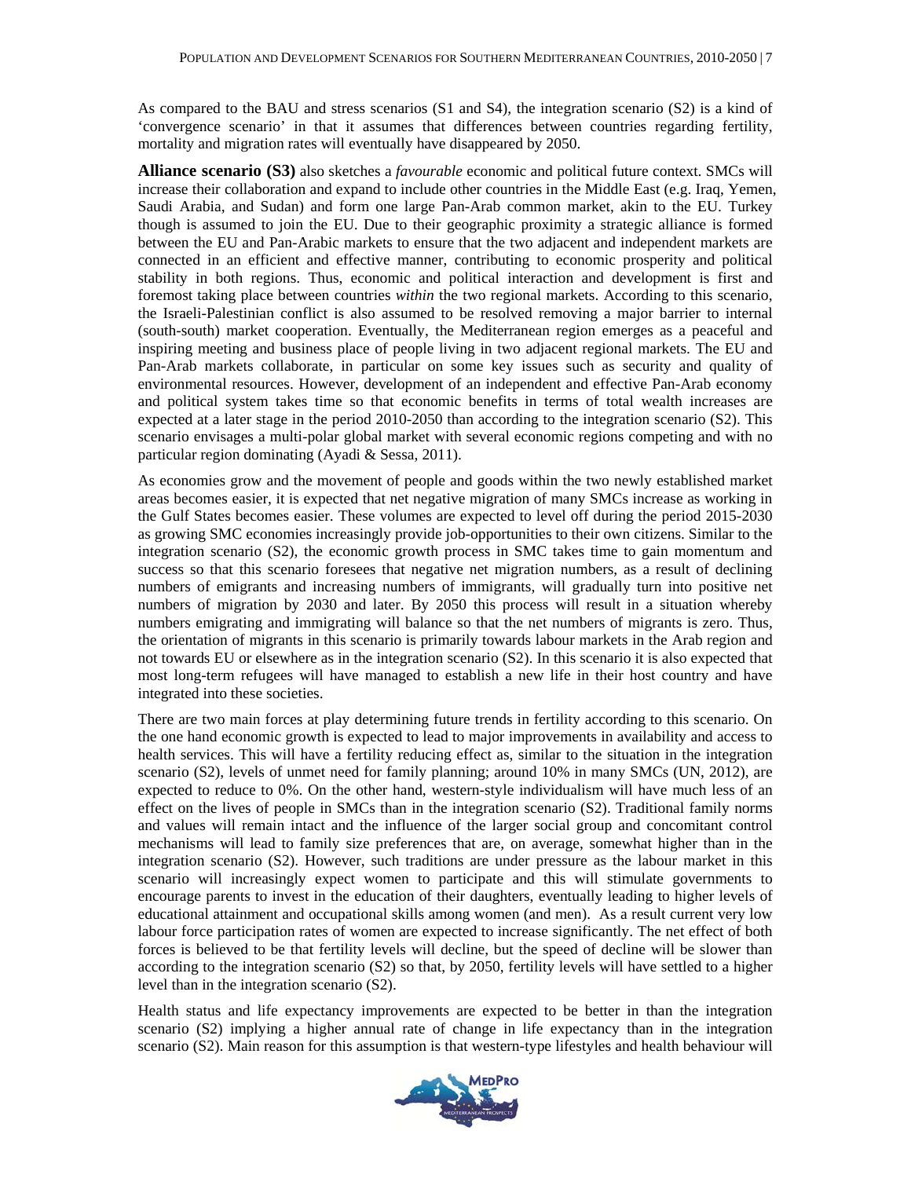As compared to the BAU and stress scenarios (S1 and S4), the integration scenario (S2) is a kind of 'convergence scenario' in that it assumes that differences between countries regarding fertility, mortality and migration rates will eventually have disappeared by 2050.

**Alliance scenario (S3)** also sketches a *favourable* economic and political future context. SMCs will increase their collaboration and expand to include other countries in the Middle East (e.g. Iraq, Yemen, Saudi Arabia, and Sudan) and form one large Pan-Arab common market, akin to the EU. Turkey though is assumed to join the EU. Due to their geographic proximity a strategic alliance is formed between the EU and Pan-Arabic markets to ensure that the two adjacent and independent markets are connected in an efficient and effective manner, contributing to economic prosperity and political stability in both regions. Thus, economic and political interaction and development is first and foremost taking place between countries *within* the two regional markets. According to this scenario, the Israeli-Palestinian conflict is also assumed to be resolved removing a major barrier to internal (south-south) market cooperation. Eventually, the Mediterranean region emerges as a peaceful and inspiring meeting and business place of people living in two adjacent regional markets. The EU and Pan-Arab markets collaborate, in particular on some key issues such as security and quality of environmental resources. However, development of an independent and effective Pan-Arab economy and political system takes time so that economic benefits in terms of total wealth increases are expected at a later stage in the period 2010-2050 than according to the integration scenario (S2). This scenario envisages a multi-polar global market with several economic regions competing and with no particular region dominating (Ayadi & Sessa, 2011).

As economies grow and the movement of people and goods within the two newly established market areas becomes easier, it is expected that net negative migration of many SMCs increase as working in the Gulf States becomes easier. These volumes are expected to level off during the period 2015-2030 as growing SMC economies increasingly provide job-opportunities to their own citizens. Similar to the integration scenario (S2), the economic growth process in SMC takes time to gain momentum and success so that this scenario foresees that negative net migration numbers, as a result of declining numbers of emigrants and increasing numbers of immigrants, will gradually turn into positive net numbers of migration by 2030 and later. By 2050 this process will result in a situation whereby numbers emigrating and immigrating will balance so that the net numbers of migrants is zero. Thus, the orientation of migrants in this scenario is primarily towards labour markets in the Arab region and not towards EU or elsewhere as in the integration scenario (S2). In this scenario it is also expected that most long-term refugees will have managed to establish a new life in their host country and have integrated into these societies.

There are two main forces at play determining future trends in fertility according to this scenario. On the one hand economic growth is expected to lead to major improvements in availability and access to health services. This will have a fertility reducing effect as, similar to the situation in the integration scenario (S2), levels of unmet need for family planning; around 10% in many SMCs (UN, 2012), are expected to reduce to 0%. On the other hand, western-style individualism will have much less of an effect on the lives of people in SMCs than in the integration scenario (S2). Traditional family norms and values will remain intact and the influence of the larger social group and concomitant control mechanisms will lead to family size preferences that are, on average, somewhat higher than in the integration scenario (S2). However, such traditions are under pressure as the labour market in this scenario will increasingly expect women to participate and this will stimulate governments to encourage parents to invest in the education of their daughters, eventually leading to higher levels of educational attainment and occupational skills among women (and men). As a result current very low labour force participation rates of women are expected to increase significantly. The net effect of both forces is believed to be that fertility levels will decline, but the speed of decline will be slower than according to the integration scenario (S2) so that, by 2050, fertility levels will have settled to a higher level than in the integration scenario (S2).

Health status and life expectancy improvements are expected to be better in than the integration scenario (S2) implying a higher annual rate of change in life expectancy than in the integration scenario (S2). Main reason for this assumption is that western-type lifestyles and health behaviour will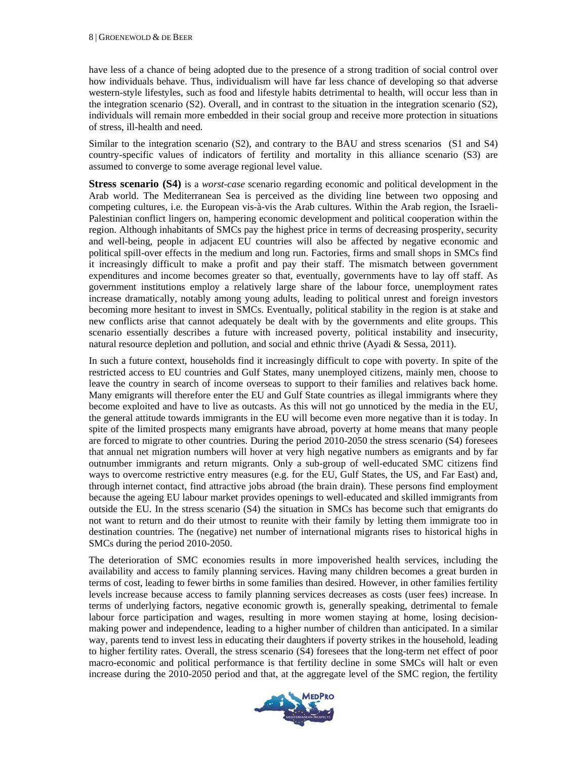have less of a chance of being adopted due to the presence of a strong tradition of social control over how individuals behave. Thus, individualism will have far less chance of developing so that adverse western-style lifestyles, such as food and lifestyle habits detrimental to health, will occur less than in the integration scenario (S2). Overall, and in contrast to the situation in the integration scenario (S2), individuals will remain more embedded in their social group and receive more protection in situations of stress, ill-health and need.

Similar to the integration scenario (S2), and contrary to the BAU and stress scenarios (S1 and S4) country-specific values of indicators of fertility and mortality in this alliance scenario (S3) are assumed to converge to some average regional level value.

**Stress scenario (S4)** is a *worst-case* scenario regarding economic and political development in the Arab world. The Mediterranean Sea is perceived as the dividing line between two opposing and competing cultures, i.e. the European vis-à-vis the Arab cultures. Within the Arab region, the Israeli-Palestinian conflict lingers on, hampering economic development and political cooperation within the region. Although inhabitants of SMCs pay the highest price in terms of decreasing prosperity, security and well-being, people in adjacent EU countries will also be affected by negative economic and political spill-over effects in the medium and long run. Factories, firms and small shops in SMCs find it increasingly difficult to make a profit and pay their staff. The mismatch between government expenditures and income becomes greater so that, eventually, governments have to lay off staff. As government institutions employ a relatively large share of the labour force, unemployment rates increase dramatically, notably among young adults, leading to political unrest and foreign investors becoming more hesitant to invest in SMCs. Eventually, political stability in the region is at stake and new conflicts arise that cannot adequately be dealt with by the governments and elite groups. This scenario essentially describes a future with increased poverty, political instability and insecurity, natural resource depletion and pollution, and social and ethnic thrive (Ayadi & Sessa, 2011).

In such a future context, households find it increasingly difficult to cope with poverty. In spite of the restricted access to EU countries and Gulf States, many unemployed citizens, mainly men, choose to leave the country in search of income overseas to support to their families and relatives back home. Many emigrants will therefore enter the EU and Gulf State countries as illegal immigrants where they become exploited and have to live as outcasts. As this will not go unnoticed by the media in the EU, the general attitude towards immigrants in the EU will become even more negative than it is today. In spite of the limited prospects many emigrants have abroad, poverty at home means that many people are forced to migrate to other countries. During the period 2010-2050 the stress scenario (S4) foresees that annual net migration numbers will hover at very high negative numbers as emigrants and by far outnumber immigrants and return migrants. Only a sub-group of well-educated SMC citizens find ways to overcome restrictive entry measures (e.g. for the EU, Gulf States, the US, and Far East) and, through internet contact, find attractive jobs abroad (the brain drain). These persons find employment because the ageing EU labour market provides openings to well-educated and skilled immigrants from outside the EU. In the stress scenario (S4) the situation in SMCs has become such that emigrants do not want to return and do their utmost to reunite with their family by letting them immigrate too in destination countries. The (negative) net number of international migrants rises to historical highs in SMCs during the period 2010-2050.

The deterioration of SMC economies results in more impoverished health services, including the availability and access to family planning services. Having many children becomes a great burden in terms of cost, leading to fewer births in some families than desired. However, in other families fertility levels increase because access to family planning services decreases as costs (user fees) increase. In terms of underlying factors, negative economic growth is, generally speaking, detrimental to female labour force participation and wages, resulting in more women staying at home, losing decision-making power and independence, leading to a higher number of children than anticipated. In a similar way, parents tend to invest less in educating their daughters if poverty strikes in the household, leading to higher fertility rates. Overall, the stress scenario (S4) foresees that the long-term net effect of poor macro-economic and political performance is that fertility decline in some SMCs will halt or even increase during the 2010-2050 period and that, at the aggregate level of the SMC region, the fertility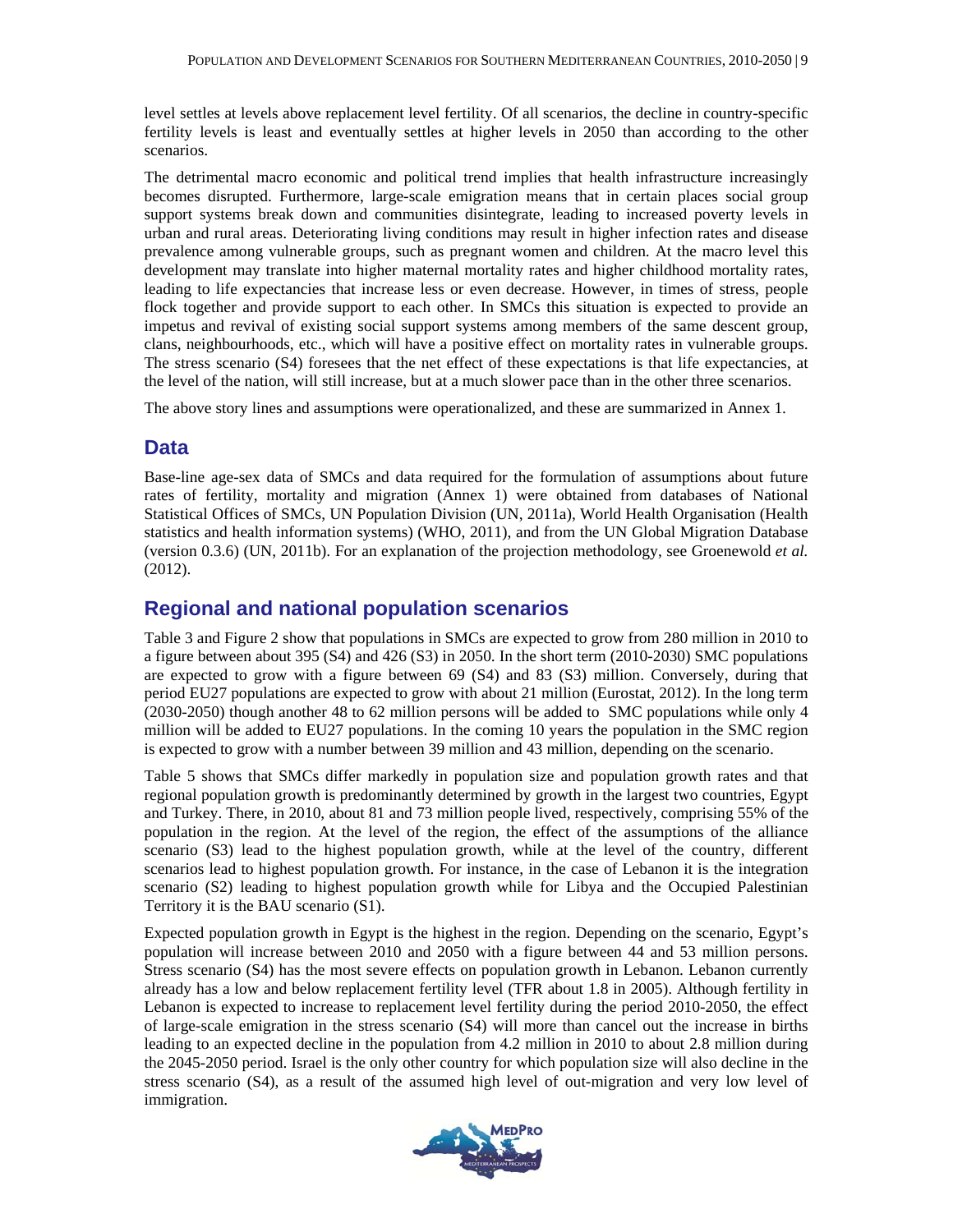level settles at levels above replacement level fertility. Of all scenarios, the decline in country-specific fertility levels is least and eventually settles at higher levels in 2050 than according to the other scenarios.

The detrimental macro economic and political trend implies that health infrastructure increasingly becomes disrupted. Furthermore, large-scale emigration means that in certain places social group support systems break down and communities disintegrate, leading to increased poverty levels in urban and rural areas. Deteriorating living conditions may result in higher infection rates and disease prevalence among vulnerable groups, such as pregnant women and children. At the macro level this development may translate into higher maternal mortality rates and higher childhood mortality rates, leading to life expectancies that increase less or even decrease. However, in times of stress, people flock together and provide support to each other. In SMCs this situation is expected to provide an impetus and revival of existing social support systems among members of the same descent group, clans, neighbourhoods, etc., which will have a positive effect on mortality rates in vulnerable groups. The stress scenario (S4) foresees that the net effect of these expectations is that life expectancies, at the level of the nation, will still increase, but at a much slower pace than in the other three scenarios.

The above story lines and assumptions were operationalized, and these are summarized in Annex 1.

## Data

Base-line age-sex data of SMCs and data required for the formulation of assumptions about future rates of fertility, mortality and migration (Annex 1) were obtained from databases of National Statistical Offices of SMCs, UN Population Division (UN, 2011a), World Health Organisation (Health statistics and health information systems) (WHO, 2011), and from the UN Global Migration Database (version 0.3.6) (UN, 2011b). For an explanation of the projection methodology, see Groenewold *et al.* (2012).

## Regional and national population scenarios

Table 3 and Figure 2 show that populations in SMCs are expected to grow from 280 million in 2010 to a figure between about 395 (S4) and 426 (S3) in 2050. In the short term (2010-2030) SMC populations are expected to grow with a figure between 69 (S4) and 83 (S3) million. Conversely, during that period EU27 populations are expected to grow with about 21 million (Eurostat, 2012). In the long term (2030-2050) though another 48 to 62 million persons will be added to SMC populations while only 4 million will be added to EU27 populations. In the coming 10 years the population in the SMC region is expected to grow with a number between 39 million and 43 million, depending on the scenario.

Table 5 shows that SMCs differ markedly in population size and population growth rates and that regional population growth is predominantly determined by growth in the largest two countries, Egypt and Turkey. There, in 2010, about 81 and 73 million people lived, respectively, comprising 55% of the population in the region. At the level of the region, the effect of the assumptions of the alliance scenario (S3) lead to the highest population growth, while at the level of the country, different scenarios lead to highest population growth. For instance, in the case of Lebanon it is the integration scenario (S2) leading to highest population growth while for Libya and the Occupied Palestinian Territory it is the BAU scenario (S1).

Expected population growth in Egypt is the highest in the region. Depending on the scenario, Egypt's population will increase between 2010 and 2050 with a figure between 44 and 53 million persons. Stress scenario (S4) has the most severe effects on population growth in Lebanon. Lebanon currently already has a low and below replacement fertility level (TFR about 1.8 in 2005). Although fertility in Lebanon is expected to increase to replacement level fertility during the period 2010-2050, the effect of large-scale emigration in the stress scenario (S4) will more than cancel out the increase in births leading to an expected decline in the population from 4.2 million in 2010 to about 2.8 million during the 2045-2050 period. Israel is the only other country for which population size will also decline in the stress scenario (S4), as a result of the assumed high level of out-migration and very low level of immigration.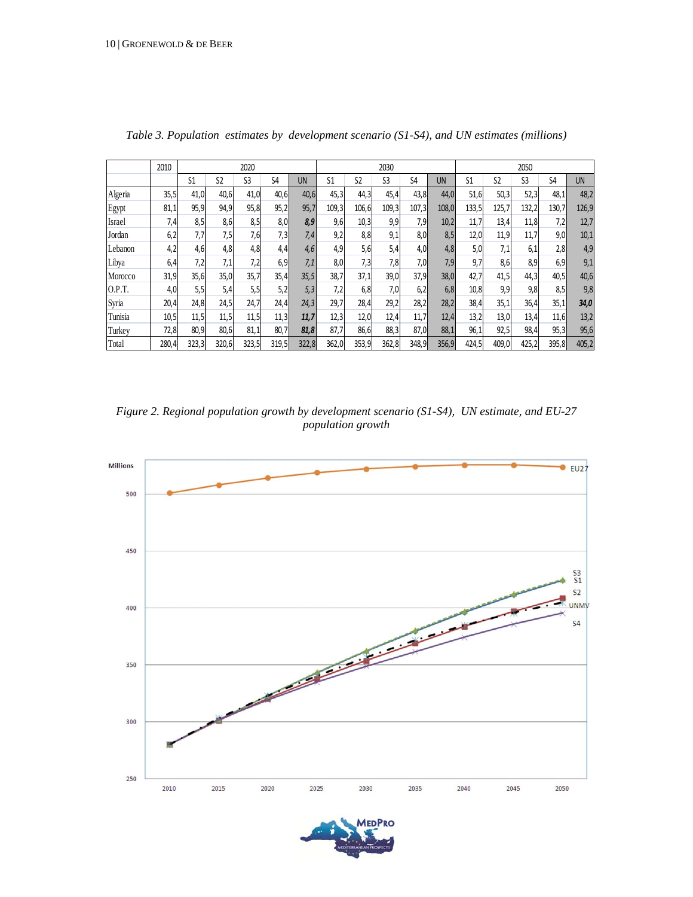*Table 3. Population estimates by development scenario (S1-S4), and UN estimates (millions)*

| | 2010 | 2020 | | | | | 2030 | | | | | 2050 | | | | |
|---|---|---|---|---|---|---|---|---|---|---|---|---|---|---|---|---|
| | | S1 | S2 | S3 | S4 | UN | S1 | S2 | S3 | S4 | UN | S1 | S2 | S3 | S4 | UN |
| Algeria | 35,5 | 41,0 | 40,6 | 41,0 | 40,6 | 40,6 | 45,3 | 44,3 | 45,4 | 43,8 | 44,0 | 51,6 | 50,3 | 52,3 | 48,1 | 48,2 |
| Egypt | 81,1 | 95,9 | 94,9 | 95,8 | 95,2 | 95,7 | 109,3 | 106,6 | 109,3 | 107,3 | 108,0 | 133,5 | 125,7 | 132,2 | 130,7 | 126,9 |
| Israel | 7,4 | 8,5 | 8,6 | 8,5 | 8,0 | ***8,9*** | 9,6 | 10,3 | 9,9 | 7,9 | 10,2 | 11,7 | 13,4 | 11,8 | 7,2 | 12,7 |
| Jordan | 6,2 | 7,7 | 7,5 | 7,6 | 7,3 | *7,4* | 9,2 | 8,8 | 9,1 | 8,0 | 8,5 | 12,0 | 11,9 | 11,7 | 9,0 | 10,1 |
| Lebanon | 4,2 | 4,6 | 4,8 | 4,8 | 4,4 | *4,6* | 4,9 | 5,6 | 5,4 | 4,0 | 4,8 | 5,0 | 7,1 | 6,1 | 2,8 | 4,9 |
| Libya | 6,4 | 7,2 | 7,1 | 7,2 | 6,9 | *7,1* | 8,0 | 7,3 | 7,8 | 7,0 | 7,9 | 9,7 | 8,6 | 8,9 | 6,9 | 9,1 |
| Morocco | 31,9 | 35,6 | 35,0 | 35,7 | 35,4 | *35,5* | 38,7 | 37,1 | 39,0 | 37,9 | 38,0 | 42,7 | 41,5 | 44,3 | 40,5 | 40,6 |
| O.P.T. | 4,0 | 5,5 | 5,4 | 5,5 | 5,2 | *5,3* | 7,2 | 6,8 | 7,0 | 6,2 | 6,8 | 10,8 | 9,9 | 9,8 | 8,5 | 9,8 |
| Syria | 20,4 | 24,8 | 24,5 | 24,7 | 24,4 | *24,3* | 29,7 | 28,4 | 29,2 | 28,2 | 28,2 | 38,4 | 35,1 | 36,4 | 35,1 | ***34,0*** |
| Tunisia | 10,5 | 11,5 | 11,5 | 11,5 | 11,3 | ***11,7*** | 12,3 | 12,0 | 12,4 | 11,7 | 12,4 | 13,2 | 13,0 | 13,4 | 11,6 | 13,2 |
| Turkey | 72,8 | 80,9 | 80,6 | 81,1 | 80,7 | ***81,8*** | 87,7 | 86,6 | 88,3 | 87,0 | 88,1 | 96,1 | 92,5 | 98,4 | 95,3 | 95,6 |
| Total | 280,4 | 323,3 | 320,6 | 323,5 | 319,5 | 322,8 | 362,0 | 353,9 | 362,8 | 348,9 | 356,9 | 424,5 | 409,0 | 425,2 | 395,8 | 405,2 |

*Figure 2. Regional population growth by development scenario (S1-S4), UN estimate, and EU-27 population growth*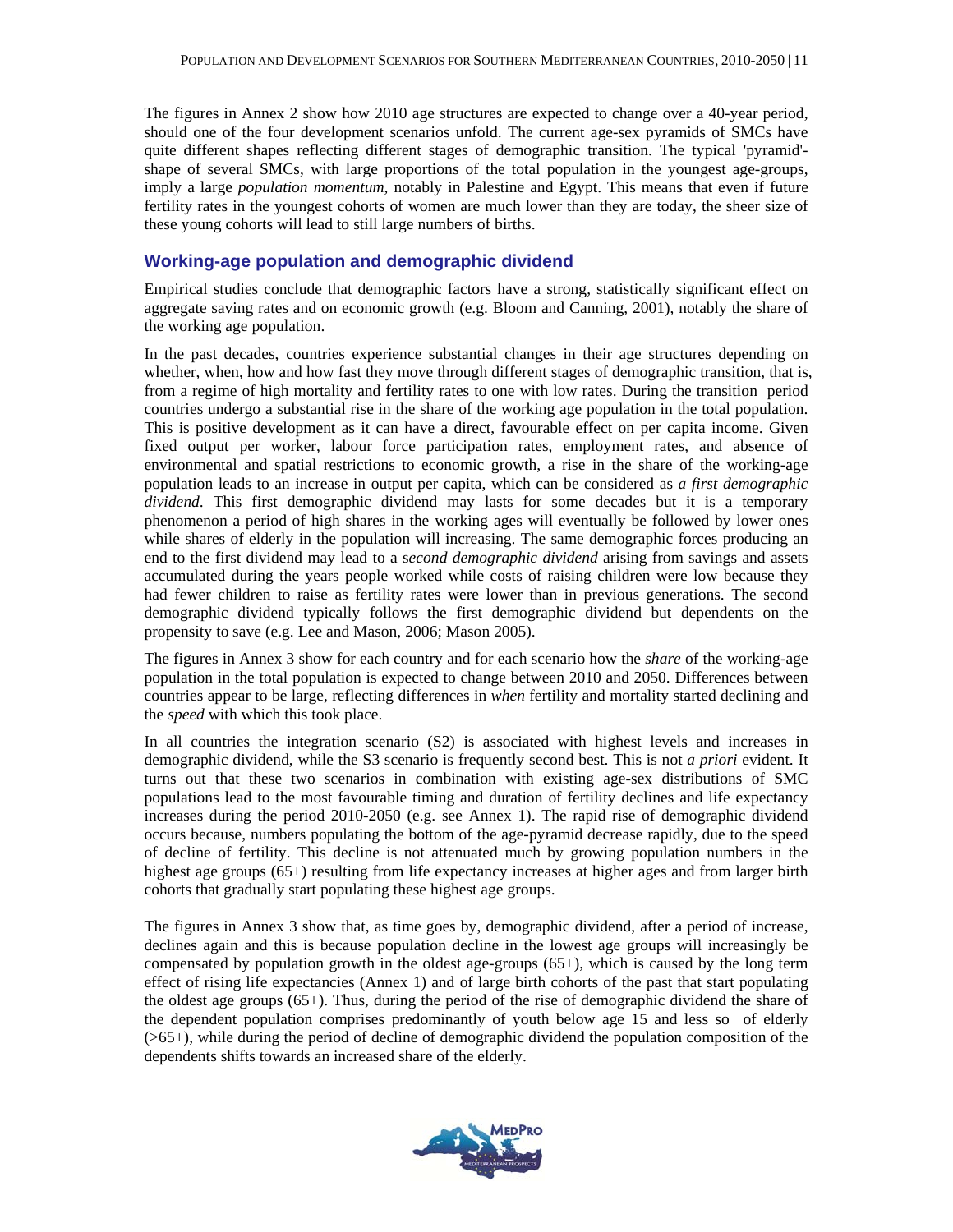The figures in Annex 2 show how 2010 age structures are expected to change over a 40-year period, should one of the four development scenarios unfold. The current age-sex pyramids of SMCs have quite different shapes reflecting different stages of demographic transition. The typical 'pyramid'-shape of several SMCs, with large proportions of the total population in the youngest age-groups, imply a large *population momentum*, notably in Palestine and Egypt. This means that even if future fertility rates in the youngest cohorts of women are much lower than they are today, the sheer size of these young cohorts will lead to still large numbers of births.

## Working-age population and demographic dividend

Empirical studies conclude that demographic factors have a strong, statistically significant effect on aggregate saving rates and on economic growth (e.g. Bloom and Canning, 2001), notably the share of the working age population.

In the past decades, countries experience substantial changes in their age structures depending on whether, when, how and how fast they move through different stages of demographic transition, that is, from a regime of high mortality and fertility rates to one with low rates. During the transition period countries undergo a substantial rise in the share of the working age population in the total population. This is positive development as it can have a direct, favourable effect on per capita income. Given fixed output per worker, labour force participation rates, employment rates, and absence of environmental and spatial restrictions to economic growth, a rise in the share of the working-age population leads to an increase in output per capita, which can be considered as *a first demographic dividend*. This first demographic dividend may lasts for some decades but it is a temporary phenomenon a period of high shares in the working ages will eventually be followed by lower ones while shares of elderly in the population will increasing. The same demographic forces producing an end to the first dividend may lead to a s*econd demographic dividend* arising from savings and assets accumulated during the years people worked while costs of raising children were low because they had fewer children to raise as fertility rates were lower than in previous generations. The second demographic dividend typically follows the first demographic dividend but dependents on the propensity to save (e.g. Lee and Mason, 2006; Mason 2005).

The figures in Annex 3 show for each country and for each scenario how the *share* of the working-age population in the total population is expected to change between 2010 and 2050. Differences between countries appear to be large, reflecting differences in *when* fertility and mortality started declining and the *speed* with which this took place.

In all countries the integration scenario (S2) is associated with highest levels and increases in demographic dividend, while the S3 scenario is frequently second best. This is not *a priori* evident. It turns out that these two scenarios in combination with existing age-sex distributions of SMC populations lead to the most favourable timing and duration of fertility declines and life expectancy increases during the period 2010-2050 (e.g. see Annex 1). The rapid rise of demographic dividend occurs because, numbers populating the bottom of the age-pyramid decrease rapidly, due to the speed of decline of fertility. This decline is not attenuated much by growing population numbers in the highest age groups (65+) resulting from life expectancy increases at higher ages and from larger birth cohorts that gradually start populating these highest age groups.

The figures in Annex 3 show that, as time goes by, demographic dividend, after a period of increase, declines again and this is because population decline in the lowest age groups will increasingly be compensated by population growth in the oldest age-groups (65+), which is caused by the long term effect of rising life expectancies (Annex 1) and of large birth cohorts of the past that start populating the oldest age groups (65+). Thus, during the period of the rise of demographic dividend the share of the dependent population comprises predominantly of youth below age 15 and less so of elderly (>65+), while during the period of decline of demographic dividend the population composition of the dependents shifts towards an increased share of the elderly.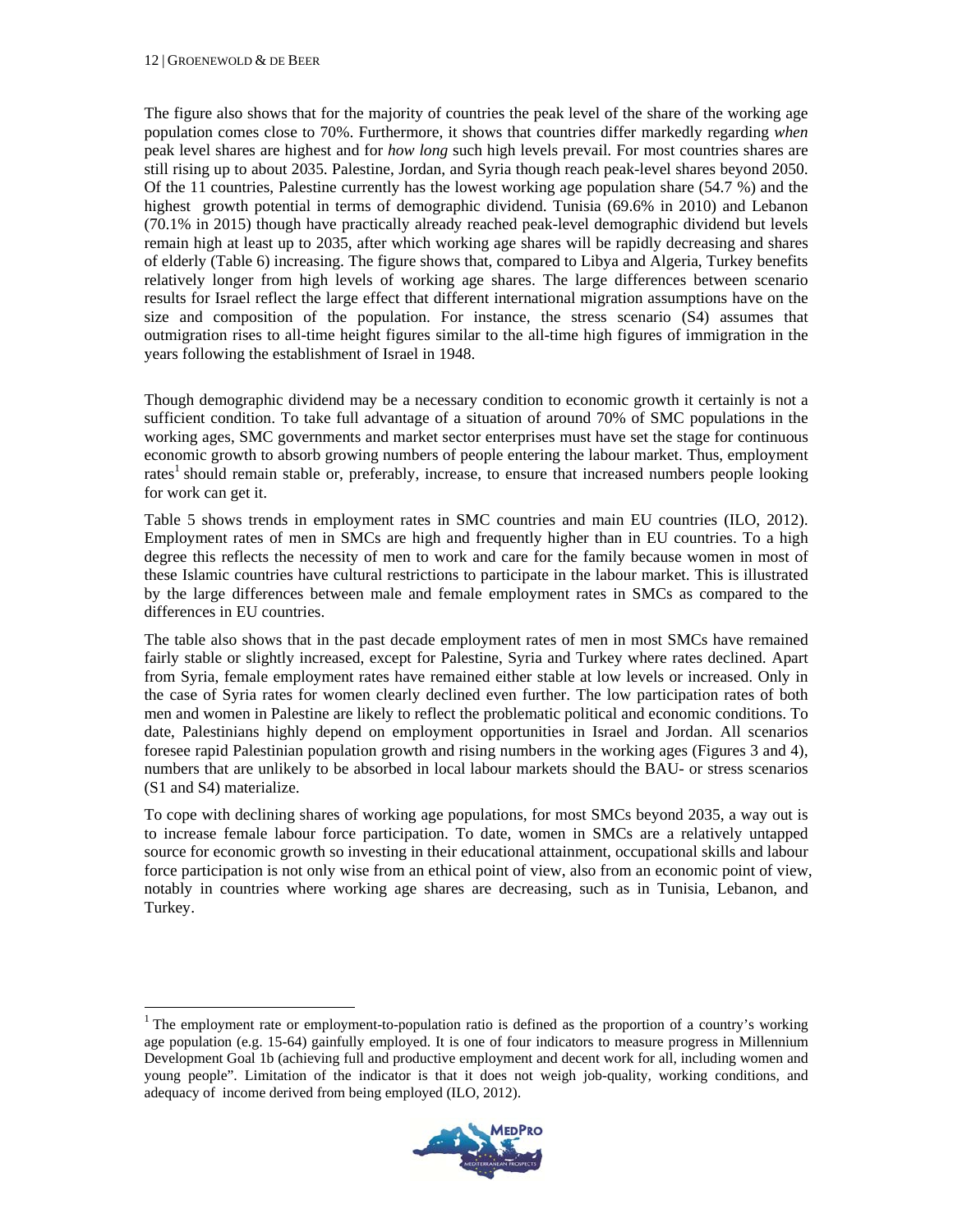The figure also shows that for the majority of countries the peak level of the share of the working age population comes close to 70%. Furthermore, it shows that countries differ markedly regarding *when* peak level shares are highest and for *how long* such high levels prevail. For most countries shares are still rising up to about 2035. Palestine, Jordan, and Syria though reach peak-level shares beyond 2050. Of the 11 countries, Palestine currently has the lowest working age population share (54.7 %) and the highest growth potential in terms of demographic dividend. Tunisia (69.6% in 2010) and Lebanon (70.1% in 2015) though have practically already reached peak-level demographic dividend but levels remain high at least up to 2035, after which working age shares will be rapidly decreasing and shares of elderly (Table 6) increasing. The figure shows that, compared to Libya and Algeria, Turkey benefits relatively longer from high levels of working age shares. The large differences between scenario results for Israel reflect the large effect that different international migration assumptions have on the size and composition of the population. For instance, the stress scenario (S4) assumes that outmigration rises to all-time height figures similar to the all-time high figures of immigration in the years following the establishment of Israel in 1948.

Though demographic dividend may be a necessary condition to economic growth it certainly is not a sufficient condition. To take full advantage of a situation of around 70% of SMC populations in the working ages, SMC governments and market sector enterprises must have set the stage for continuous economic growth to absorb growing numbers of people entering the labour market. Thus, employment rates[1] should remain stable or, preferably, increase, to ensure that increased numbers people looking for work can get it.

Table 5 shows trends in employment rates in SMC countries and main EU countries (ILO, 2012). Employment rates of men in SMCs are high and frequently higher than in EU countries. To a high degree this reflects the necessity of men to work and care for the family because women in most of these Islamic countries have cultural restrictions to participate in the labour market. This is illustrated by the large differences between male and female employment rates in SMCs as compared to the differences in EU countries.

The table also shows that in the past decade employment rates of men in most SMCs have remained fairly stable or slightly increased, except for Palestine, Syria and Turkey where rates declined. Apart from Syria, female employment rates have remained either stable at low levels or increased. Only in the case of Syria rates for women clearly declined even further. The low participation rates of both men and women in Palestine are likely to reflect the problematic political and economic conditions. To date, Palestinians highly depend on employment opportunities in Israel and Jordan. All scenarios foresee rapid Palestinian population growth and rising numbers in the working ages (Figures 3 and 4), numbers that are unlikely to be absorbed in local labour markets should the BAU- or stress scenarios (S1 and S4) materialize.

To cope with declining shares of working age populations, for most SMCs beyond 2035, a way out is to increase female labour force participation. To date, women in SMCs are a relatively untapped source for economic growth so investing in their educational attainment, occupational skills and labour force participation is not only wise from an ethical point of view, also from an economic point of view, notably in countries where working age shares are decreasing, such as in Tunisia, Lebanon, and Turkey.

[1] The employment rate or employment-to-population ratio is defined as the proportion of a country's working age population (e.g. 15-64) gainfully employed. It is one of four indicators to measure progress in Millennium Development Goal 1b (achieving full and productive employment and decent work for all, including women and young people". Limitation of the indicator is that it does not weigh job-quality, working conditions, and adequacy of income derived from being employed (ILO, 2012).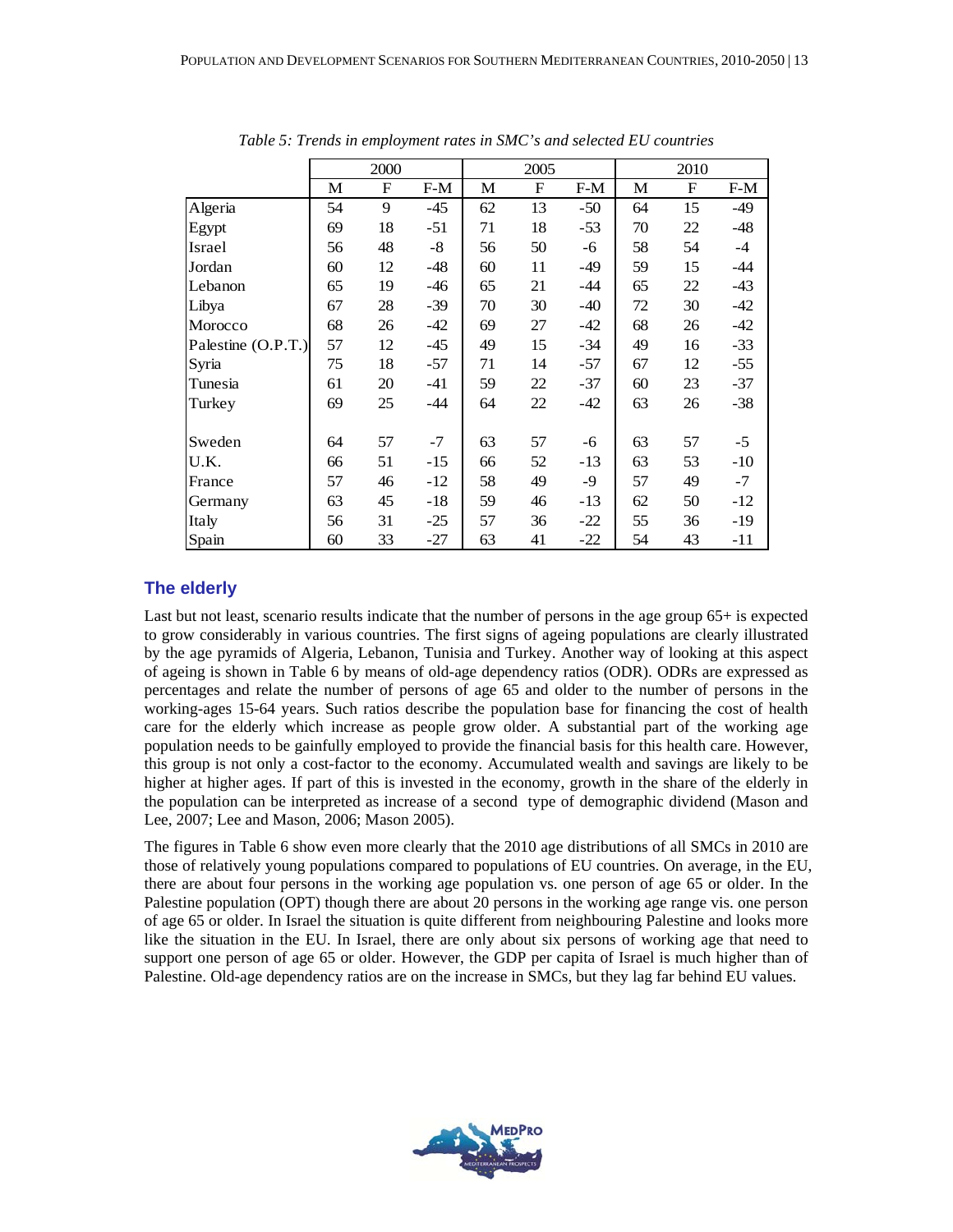*Table 5: Trends in employment rates in SMC's and selected EU countries*

| | 2000 | | | 2005 | | | 2010 | | |
|---|---|---|---|---|---|---|---|---|---|
| | M | F | F-M | M | F | F-M | M | F | F-M |
| Algeria | 54 | 9 | -45 | 62 | 13 | -50 | 64 | 15 | -49 |
| Egypt | 69 | 18 | -51 | 71 | 18 | -53 | 70 | 22 | -48 |
| Israel | 56 | 48 | -8 | 56 | 50 | -6 | 58 | 54 | -4 |
| Jordan | 60 | 12 | -48 | 60 | 11 | -49 | 59 | 15 | -44 |
| Lebanon | 65 | 19 | -46 | 65 | 21 | -44 | 65 | 22 | -43 |
| Libya | 67 | 28 | -39 | 70 | 30 | -40 | 72 | 30 | -42 |
| Morocco | 68 | 26 | -42 | 69 | 27 | -42 | 68 | 26 | -42 |
| Palestine (O.P.T.) | 57 | 12 | -45 | 49 | 15 | -34 | 49 | 16 | -33 |
| Syria | 75 | 18 | -57 | 71 | 14 | -57 | 67 | 12 | -55 |
| Tunesia | 61 | 20 | -41 | 59 | 22 | -37 | 60 | 23 | -37 |
| Turkey | 69 | 25 | -44 | 64 | 22 | -42 | 63 | 26 | -38 |
| | | | | | | | | | |
| Sweden | 64 | 57 | -7 | 63 | 57 | -6 | 63 | 57 | -5 |
| U.K. | 66 | 51 | -15 | 66 | 52 | -13 | 63 | 53 | -10 |
| France | 57 | 46 | -12 | 58 | 49 | -9 | 57 | 49 | -7 |
| Germany | 63 | 45 | -18 | 59 | 46 | -13 | 62 | 50 | -12 |
| Italy | 56 | 31 | -25 | 57 | 36 | -22 | 55 | 36 | -19 |
| Spain | 60 | 33 | -27 | 63 | 41 | -22 | 54 | 43 | -11 |

## The elderly

Last but not least, scenario results indicate that the number of persons in the age group 65+ is expected to grow considerably in various countries. The first signs of ageing populations are clearly illustrated by the age pyramids of Algeria, Lebanon, Tunisia and Turkey. Another way of looking at this aspect of ageing is shown in Table 6 by means of old-age dependency ratios (ODR). ODRs are expressed as percentages and relate the number of persons of age 65 and older to the number of persons in the working-ages 15-64 years. Such ratios describe the population base for financing the cost of health care for the elderly which increase as people grow older. A substantial part of the working age population needs to be gainfully employed to provide the financial basis for this health care. However, this group is not only a cost-factor to the economy. Accumulated wealth and savings are likely to be higher at higher ages. If part of this is invested in the economy, growth in the share of the elderly in the population can be interpreted as increase of a second type of demographic dividend (Mason and Lee, 2007; Lee and Mason, 2006; Mason 2005).

The figures in Table 6 show even more clearly that the 2010 age distributions of all SMCs in 2010 are those of relatively young populations compared to populations of EU countries. On average, in the EU, there are about four persons in the working age population vs. one person of age 65 or older. In the Palestine population (OPT) though there are about 20 persons in the working age range vis. one person of age 65 or older. In Israel the situation is quite different from neighbouring Palestine and looks more like the situation in the EU. In Israel, there are only about six persons of working age that need to support one person of age 65 or older. However, the GDP per capita of Israel is much higher than of Palestine. Old-age dependency ratios are on the increase in SMCs, but they lag far behind EU values.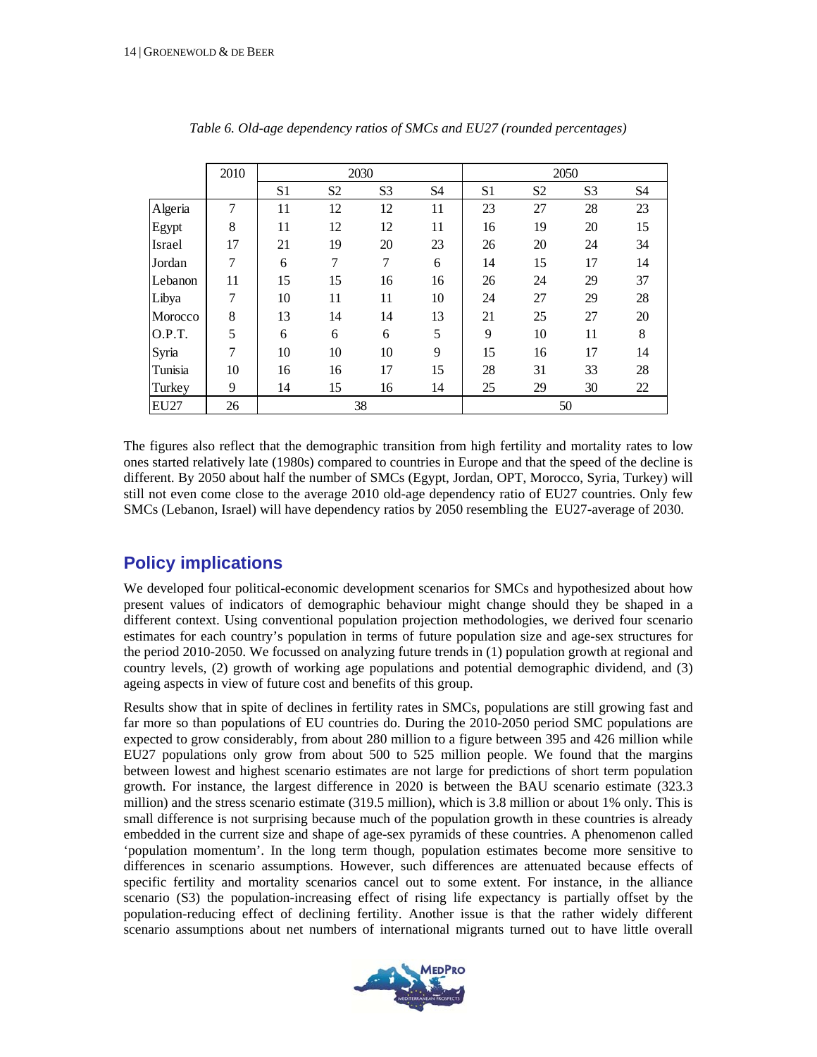*Table 6. Old-age dependency ratios of SMCs and EU27 (rounded percentages)*

| | 2010 | 2030 | | | | 2050 | | | |
|---|---|---|---|---|---|---|---|---|---|
| | | S1 | S2 | S3 | S4 | S1 | S2 | S3 | S4 |
| Algeria | 7 | 11 | 12 | 12 | 11 | 23 | 27 | 28 | 23 |
| Egypt | 8 | 11 | 12 | 12 | 11 | 16 | 19 | 20 | 15 |
| Israel | 17 | 21 | 19 | 20 | 23 | 26 | 20 | 24 | 34 |
| Jordan | 7 | 6 | 7 | 7 | 6 | 14 | 15 | 17 | 14 |
| Lebanon | 11 | 15 | 15 | 16 | 16 | 26 | 24 | 29 | 37 |
| Libya | 7 | 10 | 11 | 11 | 10 | 24 | 27 | 29 | 28 |
| Morocco | 8 | 13 | 14 | 14 | 13 | 21 | 25 | 27 | 20 |
| O.P.T. | 5 | 6 | 6 | 6 | 5 | 9 | 10 | 11 | 8 |
| Syria | 7 | 10 | 10 | 10 | 9 | 15 | 16 | 17 | 14 |
| Tunisia | 10 | 16 | 16 | 17 | 15 | 28 | 31 | 33 | 28 |
| Turkey | 9 | 14 | 15 | 16 | 14 | 25 | 29 | 30 | 22 |
| EU27 | 26 | 38 | | | | 50 | | | |

The figures also reflect that the demographic transition from high fertility and mortality rates to low ones started relatively late (1980s) compared to countries in Europe and that the speed of the decline is different. By 2050 about half the number of SMCs (Egypt, Jordan, OPT, Morocco, Syria, Turkey) will still not even come close to the average 2010 old-age dependency ratio of EU27 countries. Only few SMCs (Lebanon, Israel) will have dependency ratios by 2050 resembling the EU27-average of 2030.

## Policy implications

We developed four political-economic development scenarios for SMCs and hypothesized about how present values of indicators of demographic behaviour might change should they be shaped in a different context. Using conventional population projection methodologies, we derived four scenario estimates for each country's population in terms of future population size and age-sex structures for the period 2010-2050. We focussed on analyzing future trends in (1) population growth at regional and country levels, (2) growth of working age populations and potential demographic dividend, and (3) ageing aspects in view of future cost and benefits of this group.

Results show that in spite of declines in fertility rates in SMCs, populations are still growing fast and far more so than populations of EU countries do. During the 2010-2050 period SMC populations are expected to grow considerably, from about 280 million to a figure between 395 and 426 million while EU27 populations only grow from about 500 to 525 million people. We found that the margins between lowest and highest scenario estimates are not large for predictions of short term population growth. For instance, the largest difference in 2020 is between the BAU scenario estimate (323.3 million) and the stress scenario estimate (319.5 million), which is 3.8 million or about 1% only. This is small difference is not surprising because much of the population growth in these countries is already embedded in the current size and shape of age-sex pyramids of these countries. A phenomenon called 'population momentum'. In the long term though, population estimates become more sensitive to differences in scenario assumptions. However, such differences are attenuated because effects of specific fertility and mortality scenarios cancel out to some extent. For instance, in the alliance scenario (S3) the population-increasing effect of rising life expectancy is partially offset by the population-reducing effect of declining fertility. Another issue is that the rather widely different scenario assumptions about net numbers of international migrants turned out to have little overall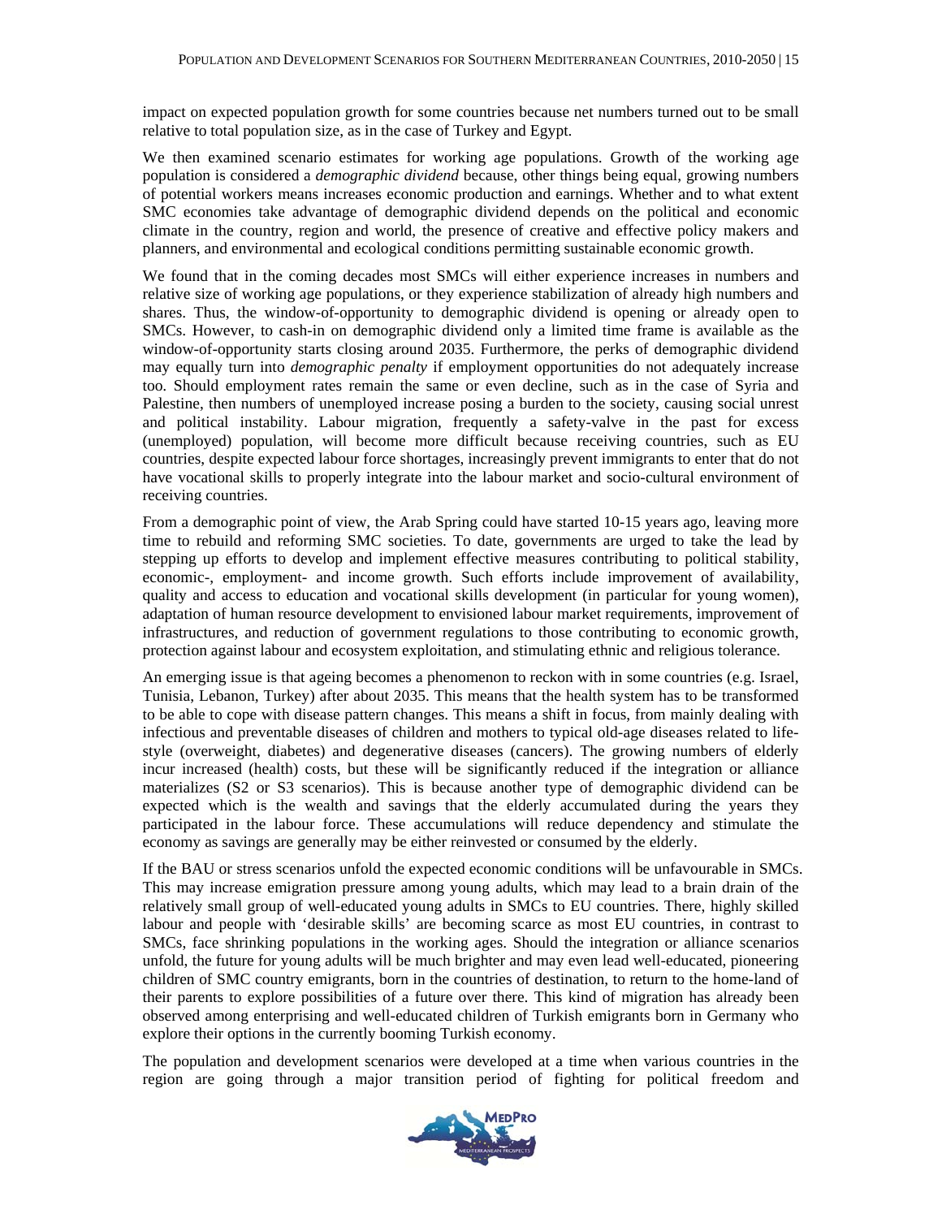impact on expected population growth for some countries because net numbers turned out to be small relative to total population size, as in the case of Turkey and Egypt.

We then examined scenario estimates for working age populations. Growth of the working age population is considered a *demographic dividend* because, other things being equal, growing numbers of potential workers means increases economic production and earnings. Whether and to what extent SMC economies take advantage of demographic dividend depends on the political and economic climate in the country, region and world, the presence of creative and effective policy makers and planners, and environmental and ecological conditions permitting sustainable economic growth.

We found that in the coming decades most SMCs will either experience increases in numbers and relative size of working age populations, or they experience stabilization of already high numbers and shares. Thus, the window-of-opportunity to demographic dividend is opening or already open to SMCs. However, to cash-in on demographic dividend only a limited time frame is available as the window-of-opportunity starts closing around 2035. Furthermore, the perks of demographic dividend may equally turn into *demographic penalty* if employment opportunities do not adequately increase too. Should employment rates remain the same or even decline, such as in the case of Syria and Palestine, then numbers of unemployed increase posing a burden to the society, causing social unrest and political instability. Labour migration, frequently a safety-valve in the past for excess (unemployed) population, will become more difficult because receiving countries, such as EU countries, despite expected labour force shortages, increasingly prevent immigrants to enter that do not have vocational skills to properly integrate into the labour market and socio-cultural environment of receiving countries.

From a demographic point of view, the Arab Spring could have started 10-15 years ago, leaving more time to rebuild and reforming SMC societies. To date, governments are urged to take the lead by stepping up efforts to develop and implement effective measures contributing to political stability, economic-, employment- and income growth. Such efforts include improvement of availability, quality and access to education and vocational skills development (in particular for young women), adaptation of human resource development to envisioned labour market requirements, improvement of infrastructures, and reduction of government regulations to those contributing to economic growth, protection against labour and ecosystem exploitation, and stimulating ethnic and religious tolerance.

An emerging issue is that ageing becomes a phenomenon to reckon with in some countries (e.g. Israel, Tunisia, Lebanon, Turkey) after about 2035. This means that the health system has to be transformed to be able to cope with disease pattern changes. This means a shift in focus, from mainly dealing with infectious and preventable diseases of children and mothers to typical old-age diseases related to life-style (overweight, diabetes) and degenerative diseases (cancers). The growing numbers of elderly incur increased (health) costs, but these will be significantly reduced if the integration or alliance materializes (S2 or S3 scenarios). This is because another type of demographic dividend can be expected which is the wealth and savings that the elderly accumulated during the years they participated in the labour force. These accumulations will reduce dependency and stimulate the economy as savings are generally may be either reinvested or consumed by the elderly.

If the BAU or stress scenarios unfold the expected economic conditions will be unfavourable in SMCs. This may increase emigration pressure among young adults, which may lead to a brain drain of the relatively small group of well-educated young adults in SMCs to EU countries. There, highly skilled labour and people with 'desirable skills' are becoming scarce as most EU countries, in contrast to SMCs, face shrinking populations in the working ages. Should the integration or alliance scenarios unfold, the future for young adults will be much brighter and may even lead well-educated, pioneering children of SMC country emigrants, born in the countries of destination, to return to the home-land of their parents to explore possibilities of a future over there. This kind of migration has already been observed among enterprising and well-educated children of Turkish emigrants born in Germany who explore their options in the currently booming Turkish economy.

The population and development scenarios were developed at a time when various countries in the region are going through a major transition period of fighting for political freedom and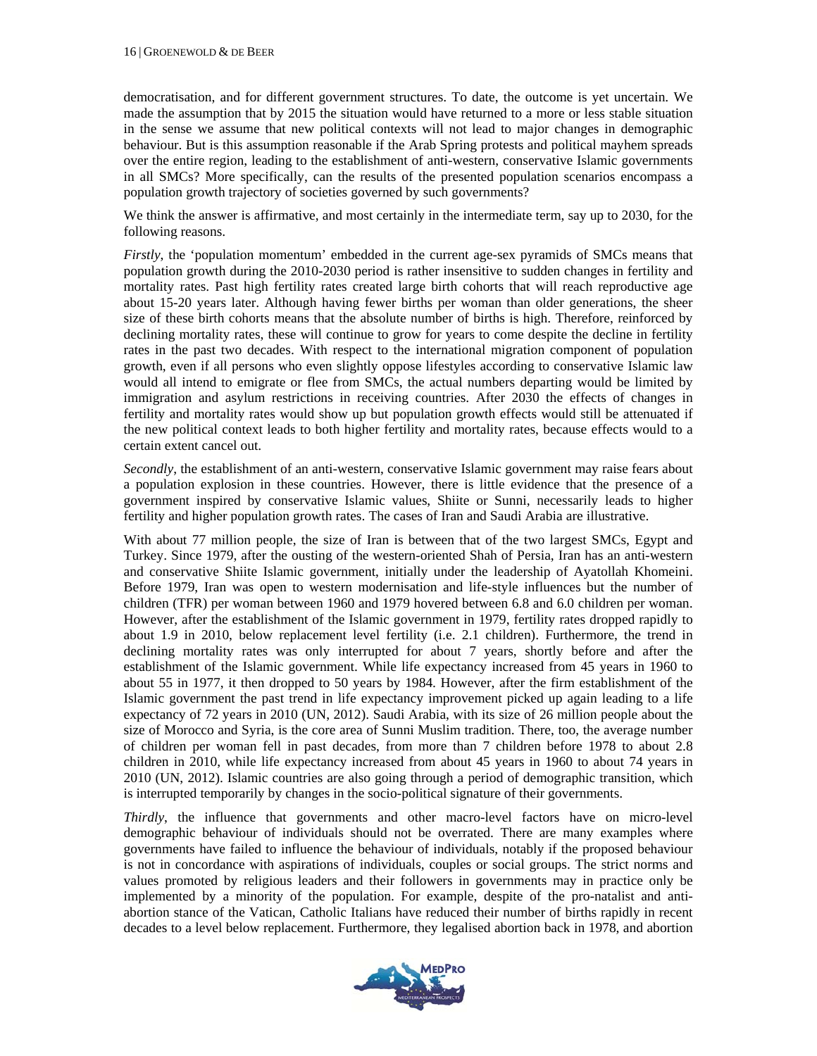democratisation, and for different government structures. To date, the outcome is yet uncertain. We made the assumption that by 2015 the situation would have returned to a more or less stable situation in the sense we assume that new political contexts will not lead to major changes in demographic behaviour. But is this assumption reasonable if the Arab Spring protests and political mayhem spreads over the entire region, leading to the establishment of anti-western, conservative Islamic governments in all SMCs? More specifically, can the results of the presented population scenarios encompass a population growth trajectory of societies governed by such governments?

We think the answer is affirmative, and most certainly in the intermediate term, say up to 2030, for the following reasons.

*Firstly*, the 'population momentum' embedded in the current age-sex pyramids of SMCs means that population growth during the 2010-2030 period is rather insensitive to sudden changes in fertility and mortality rates. Past high fertility rates created large birth cohorts that will reach reproductive age about 15-20 years later. Although having fewer births per woman than older generations, the sheer size of these birth cohorts means that the absolute number of births is high. Therefore, reinforced by declining mortality rates, these will continue to grow for years to come despite the decline in fertility rates in the past two decades. With respect to the international migration component of population growth, even if all persons who even slightly oppose lifestyles according to conservative Islamic law would all intend to emigrate or flee from SMCs, the actual numbers departing would be limited by immigration and asylum restrictions in receiving countries. After 2030 the effects of changes in fertility and mortality rates would show up but population growth effects would still be attenuated if the new political context leads to both higher fertility and mortality rates, because effects would to a certain extent cancel out.

*Secondly*, the establishment of an anti-western, conservative Islamic government may raise fears about a population explosion in these countries. However, there is little evidence that the presence of a government inspired by conservative Islamic values, Shiite or Sunni, necessarily leads to higher fertility and higher population growth rates. The cases of Iran and Saudi Arabia are illustrative.

With about 77 million people, the size of Iran is between that of the two largest SMCs, Egypt and Turkey. Since 1979, after the ousting of the western-oriented Shah of Persia, Iran has an anti-western and conservative Shiite Islamic government, initially under the leadership of Ayatollah Khomeini. Before 1979, Iran was open to western modernisation and life-style influences but the number of children (TFR) per woman between 1960 and 1979 hovered between 6.8 and 6.0 children per woman. However, after the establishment of the Islamic government in 1979, fertility rates dropped rapidly to about 1.9 in 2010, below replacement level fertility (i.e. 2.1 children). Furthermore, the trend in declining mortality rates was only interrupted for about 7 years, shortly before and after the establishment of the Islamic government. While life expectancy increased from 45 years in 1960 to about 55 in 1977, it then dropped to 50 years by 1984. However, after the firm establishment of the Islamic government the past trend in life expectancy improvement picked up again leading to a life expectancy of 72 years in 2010 (UN, 2012). Saudi Arabia, with its size of 26 million people about the size of Morocco and Syria, is the core area of Sunni Muslim tradition. There, too, the average number of children per woman fell in past decades, from more than 7 children before 1978 to about 2.8 children in 2010, while life expectancy increased from about 45 years in 1960 to about 74 years in 2010 (UN, 2012). Islamic countries are also going through a period of demographic transition, which is interrupted temporarily by changes in the socio-political signature of their governments.

*Thirdly*, the influence that governments and other macro-level factors have on micro-level demographic behaviour of individuals should not be overrated. There are many examples where governments have failed to influence the behaviour of individuals, notably if the proposed behaviour is not in concordance with aspirations of individuals, couples or social groups. The strict norms and values promoted by religious leaders and their followers in governments may in practice only be implemented by a minority of the population. For example, despite of the pro-natalist and anti-abortion stance of the Vatican, Catholic Italians have reduced their number of births rapidly in recent decades to a level below replacement. Furthermore, they legalised abortion back in 1978, and abortion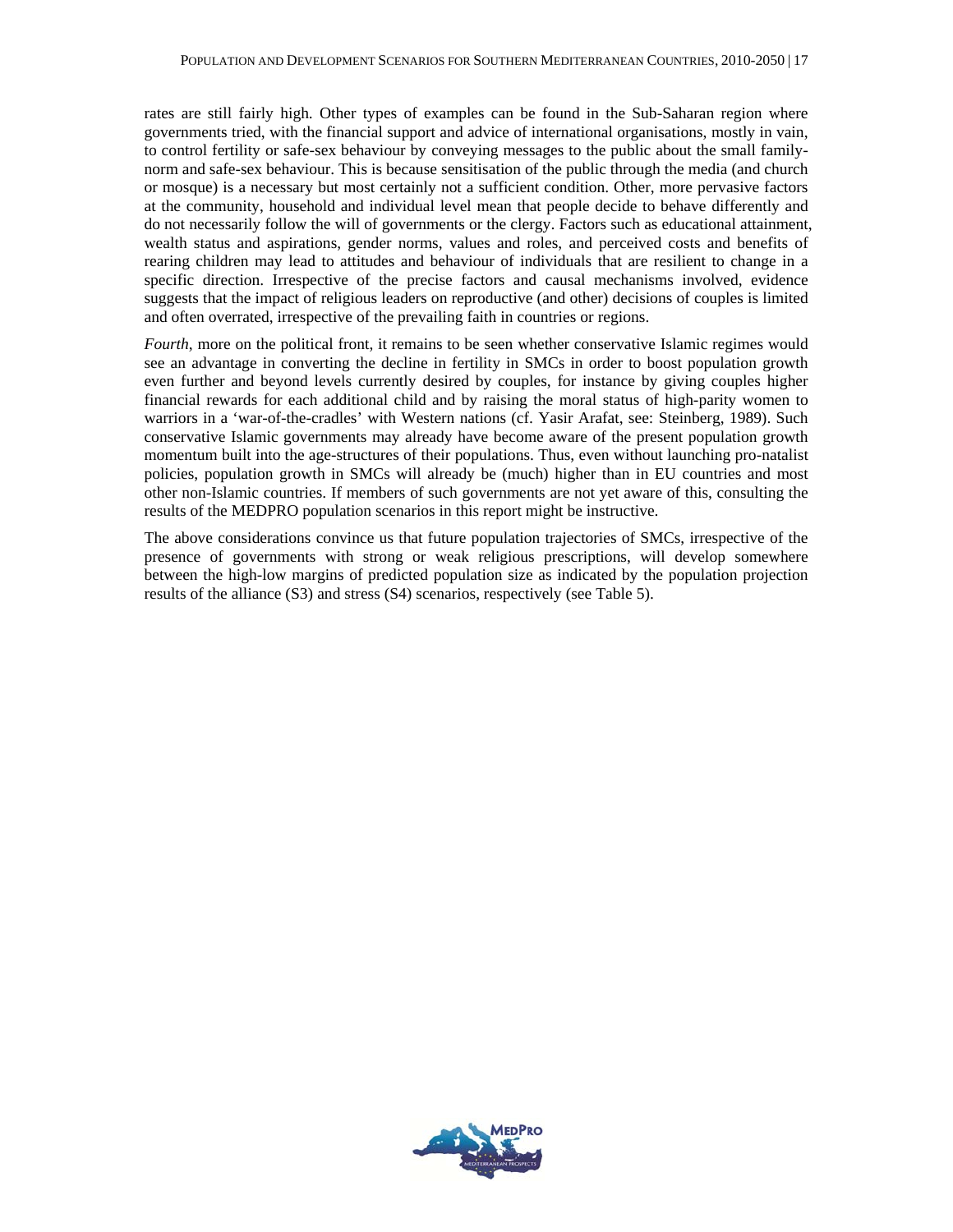rates are still fairly high. Other types of examples can be found in the Sub-Saharan region where governments tried, with the financial support and advice of international organisations, mostly in vain, to control fertility or safe-sex behaviour by conveying messages to the public about the small family-norm and safe-sex behaviour. This is because sensitisation of the public through the media (and church or mosque) is a necessary but most certainly not a sufficient condition. Other, more pervasive factors at the community, household and individual level mean that people decide to behave differently and do not necessarily follow the will of governments or the clergy. Factors such as educational attainment, wealth status and aspirations, gender norms, values and roles, and perceived costs and benefits of rearing children may lead to attitudes and behaviour of individuals that are resilient to change in a specific direction. Irrespective of the precise factors and causal mechanisms involved, evidence suggests that the impact of religious leaders on reproductive (and other) decisions of couples is limited and often overrated, irrespective of the prevailing faith in countries or regions.

*Fourth*, more on the political front, it remains to be seen whether conservative Islamic regimes would see an advantage in converting the decline in fertility in SMCs in order to boost population growth even further and beyond levels currently desired by couples, for instance by giving couples higher financial rewards for each additional child and by raising the moral status of high-parity women to warriors in a 'war-of-the-cradles' with Western nations (cf. Yasir Arafat, see: Steinberg, 1989). Such conservative Islamic governments may already have become aware of the present population growth momentum built into the age-structures of their populations. Thus, even without launching pro-natalist policies, population growth in SMCs will already be (much) higher than in EU countries and most other non-Islamic countries. If members of such governments are not yet aware of this, consulting the results of the MEDPRO population scenarios in this report might be instructive.

The above considerations convince us that future population trajectories of SMCs, irrespective of the presence of governments with strong or weak religious prescriptions, will develop somewhere between the high-low margins of predicted population size as indicated by the population projection results of the alliance (S3) and stress (S4) scenarios, respectively (see Table 5).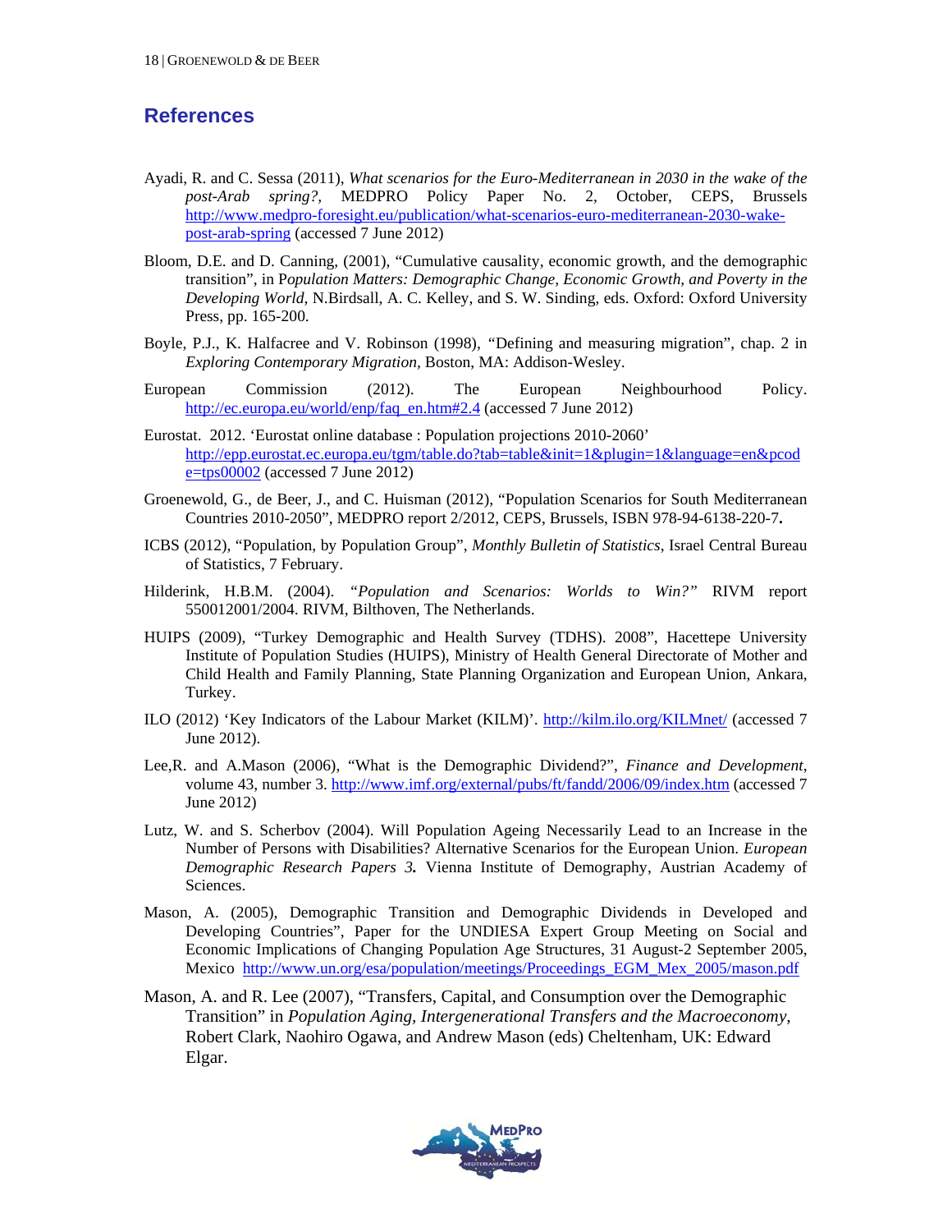## References

Ayadi, R. and C. Sessa (2011), *What scenarios for the Euro-Mediterranean in 2030 in the wake of the post-Arab spring?*, MEDPRO Policy Paper No. 2, October, CEPS, Brussels http://www.medpro-foresight.eu/publication/what-scenarios-euro-mediterranean-2030-wake-post-arab-spring (accessed 7 June 2012)

Bloom, D.E. and D. Canning, (2001), "Cumulative causality, economic growth, and the demographic transition", in P*opulation Matters: Demographic Change, Economic Growth, and Poverty in the Developing World*, N.Birdsall, A. C. Kelley, and S. W. Sinding, eds. Oxford: Oxford University Press, pp. 165-200.

Boyle, P.J., K. Halfacree and V. Robinson (1998), "Defining and measuring migration", chap. 2 in *Exploring Contemporary Migration*, Boston, MA: Addison-Wesley.

European Commission (2012). The European Neighbourhood Policy. http://ec.europa.eu/world/enp/faq_en.htm#2.4 (accessed 7 June 2012)

Eurostat. 2012. 'Eurostat online database : Population projections 2010-2060' http://epp.eurostat.ec.europa.eu/tgm/table.do?tab=table&init=1&plugin=1&language=en&pcode=tps00002 (accessed 7 June 2012)

Groenewold, G., de Beer, J., and C. Huisman (2012), "Population Scenarios for South Mediterranean Countries 2010-2050", MEDPRO report 2/2012, CEPS, Brussels, ISBN 978-94-6138-220-7**.**

ICBS (2012), "Population, by Population Group", *Monthly Bulletin of Statistics*, Israel Central Bureau of Statistics, 7 February.

Hilderink, H.B.M. (2004). "*Population and Scenarios: Worlds to Win?"* RIVM report 550012001/2004. RIVM, Bilthoven, The Netherlands.

HUIPS (2009), "Turkey Demographic and Health Survey (TDHS). 2008", Hacettepe University Institute of Population Studies (HUIPS), Ministry of Health General Directorate of Mother and Child Health and Family Planning, State Planning Organization and European Union, Ankara, Turkey.

ILO (2012) 'Key Indicators of the Labour Market (KILM)'. http://kilm.ilo.org/KILMnet/ (accessed 7 June 2012).

Lee,R. and A.Mason (2006), "What is the Demographic Dividend?", *Finance and Development*, volume 43, number 3. http://www.imf.org/external/pubs/ft/fandd/2006/09/index.htm (accessed 7 June 2012)

Lutz, W. and S. Scherbov (2004). Will Population Ageing Necessarily Lead to an Increase in the Number of Persons with Disabilities? Alternative Scenarios for the European Union. *European Demographic Research Papers 3**.*** Vienna Institute of Demography, Austrian Academy of Sciences.

Mason, A. (2005), Demographic Transition and Demographic Dividends in Developed and Developing Countries", Paper for the UNDIESA Expert Group Meeting on Social and Economic Implications of Changing Population Age Structures, 31 August-2 September 2005, Mexico http://www.un.org/esa/population/meetings/Proceedings_EGM_Mex_2005/mason.pdf

Mason, A. and R. Lee (2007), "Transfers, Capital, and Consumption over the Demographic Transition" in *Population Aging, Intergenerational Transfers and the Macroeconomy,* Robert Clark, Naohiro Ogawa, and Andrew Mason (eds) Cheltenham, UK: Edward Elgar.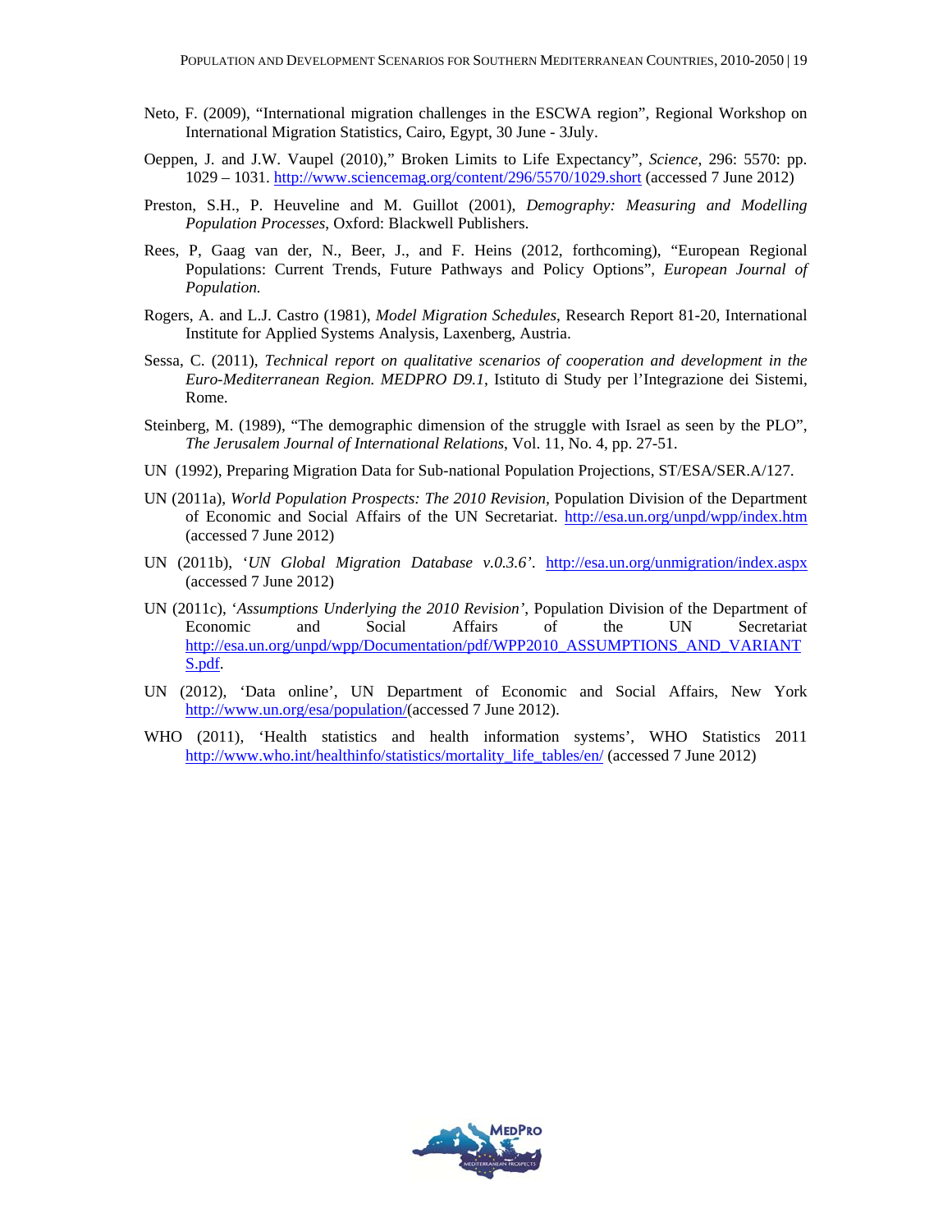Neto, F. (2009), "International migration challenges in the ESCWA region", Regional Workshop on International Migration Statistics, Cairo, Egypt, 30 June - 3July.

Oeppen, J. and J.W. Vaupel (2010)," Broken Limits to Life Expectancy", *Science*, 296: 5570: pp. 1029 – 1031. http://www.sciencemag.org/content/296/5570/1029.short (accessed 7 June 2012)

Preston, S.H., P. Heuveline and M. Guillot (2001), *Demography: Measuring and Modelling Population Processes*, Oxford: Blackwell Publishers.

Rees, P, Gaag van der, N., Beer, J., and F. Heins (2012, forthcoming), "European Regional Populations: Current Trends, Future Pathways and Policy Options", *European Journal of Population.*

Rogers, A. and L.J. Castro (1981), *Model Migration Schedules*, Research Report 81-20, International Institute for Applied Systems Analysis, Laxenberg, Austria.

Sessa, C. (2011), *Technical report on qualitative scenarios of cooperation and development in the Euro-Mediterranean Region. MEDPRO D9.1*, Istituto di Study per l'Integrazione dei Sistemi, Rome.

Steinberg, M. (1989), "The demographic dimension of the struggle with Israel as seen by the PLO", *The Jerusalem Journal of International Relations*, Vol. 11, No. 4, pp. 27-51.

UN (1992), Preparing Migration Data for Sub-national Population Projections, ST/ESA/SER.A/127.

UN (2011a), *World Population Prospects: The 2010 Revision*, Population Division of the Department of Economic and Social Affairs of the UN Secretariat. http://esa.un.org/unpd/wpp/index.htm (accessed 7 June 2012)

UN (2011b), '*UN Global Migration Database v.0.3.6*'. http://esa.un.org/unmigration/index.aspx (accessed 7 June 2012)

UN (2011c), '*Assumptions Underlying the 2010 Revision*', Population Division of the Department of Economic and Social Affairs of the UN Secretariat http://esa.un.org/unpd/wpp/Documentation/pdf/WPP2010_ASSUMPTIONS_AND_VARIANTS.pdf.

UN (2012), 'Data online', UN Department of Economic and Social Affairs, New York http://www.un.org/esa/population/(accessed 7 June 2012).

WHO (2011), 'Health statistics and health information systems', WHO Statistics 2011 http://www.who.int/healthinfo/statistics/mortality_life_tables/en/ (accessed 7 June 2012)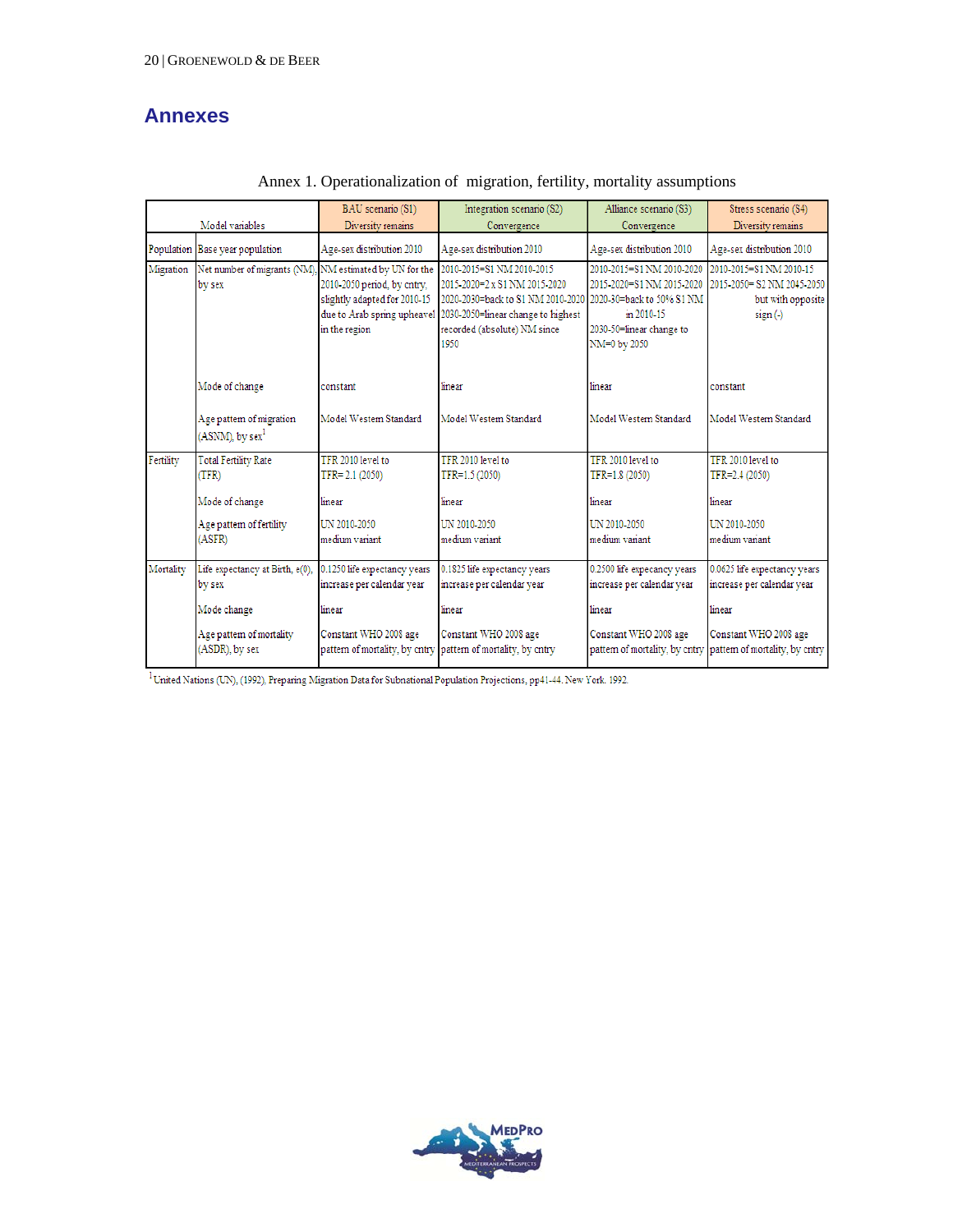# Annexes

Annex 1. Operationalization of migration, fertility, mortality assumptions

| | Model variables | BAU scenario (S1) Diversity remains | Integration scenario (S2) Convergence | Alliance scenario (S3) Convergence | Stress scenario (S4) Diversity remains |
|---|---|---|---|---|---|
| Population | Base year population | Age-sex distribution 2010 | Age-sex distribution 2010 | Age-sex distribution 2010 | Age-sex distribution 2010 |
| Migration | Net number of migrants (NM), by sex | NM estimated by UN for the 2010-2050 period, by cntry, slightly adapted for 2010-15 due to Arab spring upheavel in the region | 2010-2015=S1 NM 2010-2015 2015-2020=2 x S1 NM 2015-2020 2020-2030=back to S1 NM 2010-2020 2030-2050=linear change to highest recorded (absolute) NM since 1950 | 2010-2015=S1 NM 2010-2020 2015-2020=S1 NM 2015-2020 2020-30=back to 50% S1 NM in 2010-15 2030-50=linear change to NM=0 by 2050 | 2010-2015=S1 NM 2010-15 2015-2050= S2 NM 2045-2050 but with opposite sign (-) |
| | Mode of change | constant | linear | linear | constant |
| | Age pattern of migration (ASNM), by sex[1] | Model Western Standard | Model Western Standard | Model Western Standard | Model Western Standard |
| Fertility | Total Fertility Rate (TFR) | TFR 2010 level to TFR= 2.1 (2050) | TFR 2010 level to TFR=1.5 (2050) | TFR 2010 level to TFR=1.8 (2050) | TFR 2010 level to TFR=2.4 (2050) |
| | Mode of change | linear | linear | linear | linear |
| | Age pattern of fertility (ASFR) | UN 2010-2050 medium variant | UN 2010-2050 medium variant | UN 2010-2050 medium variant | UN 2010-2050 medium variant |
| Mortality | Life expectancy at Birth, e(0), by sex | 0.1250 life expectancy years increase per calendar year | 0.1825 life expectancy years increase per calendar year | 0.2500 life expecancy years increase per calendar year | 0.0625 life expectancy years increase per calendar year |
| | Mode change | linear | linear | linear | linear |
| | Age pattern of mortality (ASDR), by sex | Constant WHO 2008 age pattern of mortality, by cntry | Constant WHO 2008 age pattern of mortality, by cntry | Constant WHO 2008 age pattern of mortality, by cntry | Constant WHO 2008 age pattern of mortality, by cntry |

[1] United Nations (UN), (1992), Preparing Migration Data for Subnational Population Projections, pp41-44. New York. 1992.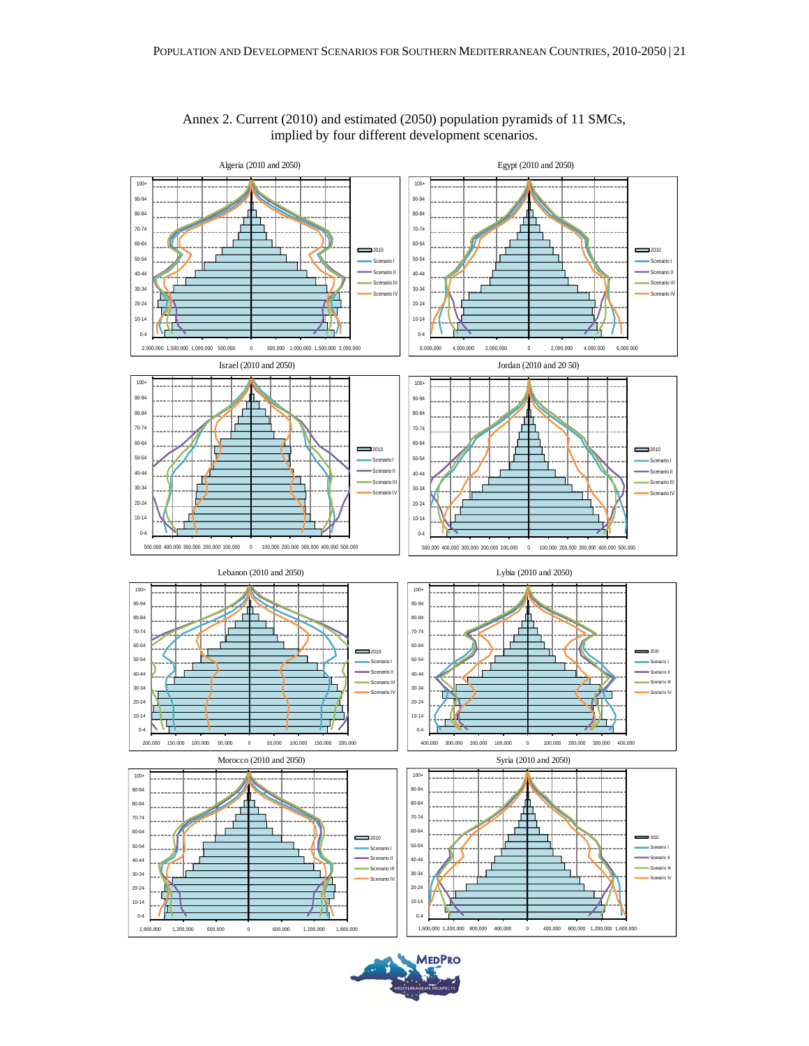Annex 2. Current (2010) and estimated (2050) population pyramids of 11 SMCs, implied by four different development scenarios.

Algeria (2010 and 2050)

Egypt (2010 and 2050)

Israel (2010 and 2050)

Jordan (2010 and 20 50)

Lebanon (2010 and 2050)

Lybia (2010 and 2050)

Morocco (2010 and 2050)

Syria (2010 and 2050)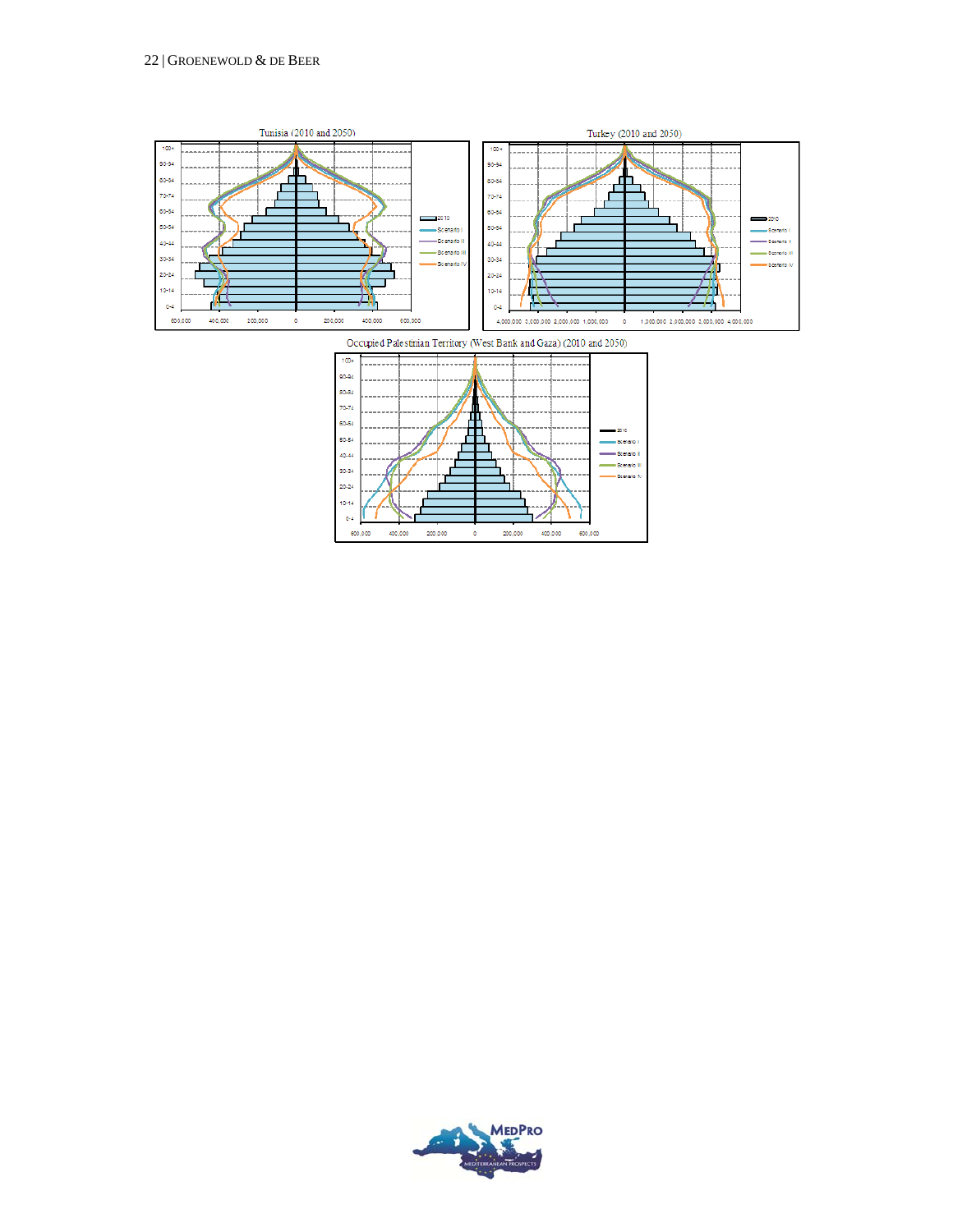Tunisia (2010 and 2050)

Turkey (2010 and 2050)

Occupied Palestinian Territory (West Bank and Gaza) (2010 and 2050)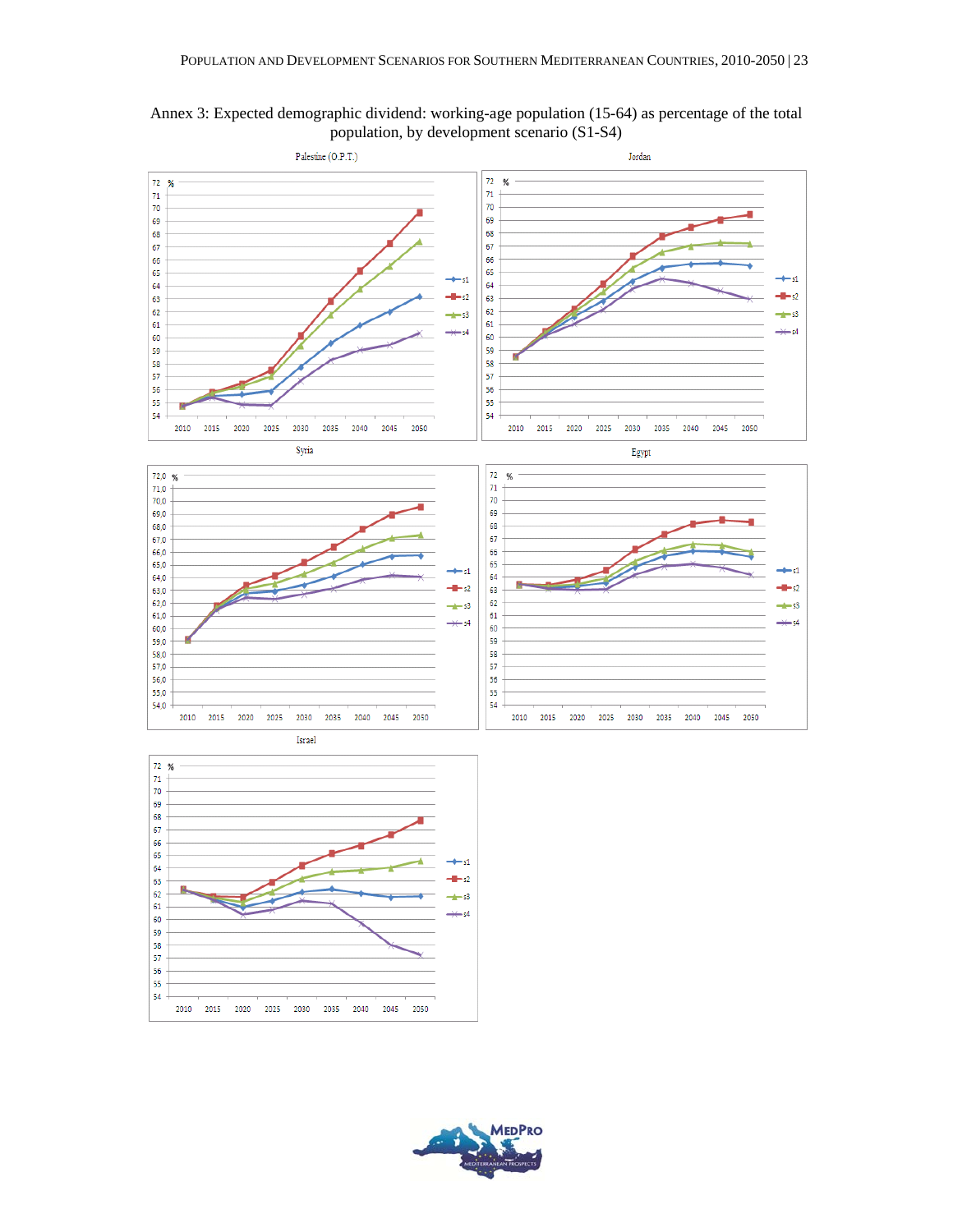Annex 3: Expected demographic dividend: working-age population (15-64) as percentage of the total population, by development scenario (S1-S4)

Palestine (O.P.T.)

Jordan

Syria

Egypt

Israel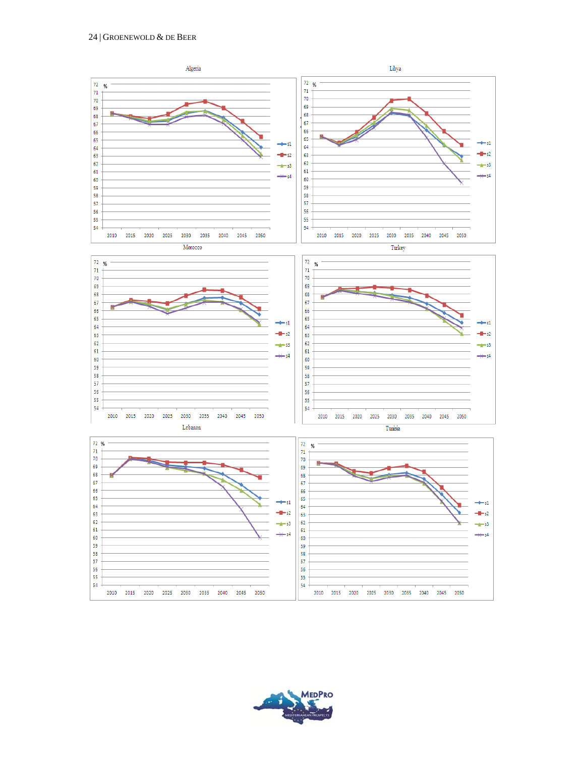Algeria

72 %
71
70
69
68
67
66
65
64
63
62
61
60
59
58
57
56
55
54

2010 2015 2020 2025 2030 2035 2040 2045 2050

s1
s2
s3
s4

Libya

72 %
71
70
69
68
67
66
65
64
63
62
61
60
59
58
57
56
55
54

2010 2015 2020 2025 2030 2035 2040 2045 2050

s1
s2
s3
s4

Morocco

72 %
71
70
69
68
67
66
65
64
63
62
61
60
59
58
57
56
55
54

2010 2015 2020 2025 2030 2035 2040 2045 2050

s1
s2
s3
s4

Turkey

72 %
71
70
69
68
67
66
65
64
63
62
61
60
59
58
57
56
55
54

2010 2015 2020 2025 2030 2035 2040 2045 2050

s1
s2
s3
s4

Lebanon

72 %
71
70
69
68
67
66
65
64
63
62
61
60
59
58
57
56
55
54

2010 2015 2020 2025 2030 2035 2040 2045 2050

s1
s2
s3
s4

Tunisia

72 %
71
70
69
68
67
66
65
64
63
62
61
60
59
58
57
56
55
54

2010 2015 2020 2025 2030 2035 2040 2045 2050

s1
s2
s3
s4